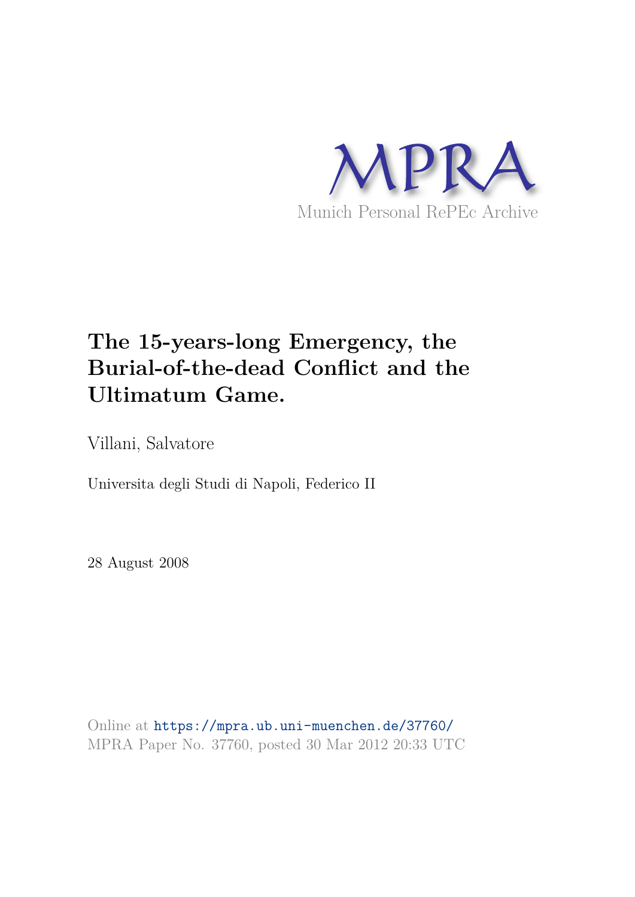MPRA

Munich Personal RePEc Archive

# The 15-years-long Emergency, the Burial-of-the-dead Conflict and the Ultimatum Game.

Villani, Salvatore

Universita degli Studi di Napoli, Federico II

28 August 2008

Online at https://mpra.ub.uni-muenchen.de/37760/
MPRA Paper No. 37760, posted 30 Mar 2012 20:33 UTC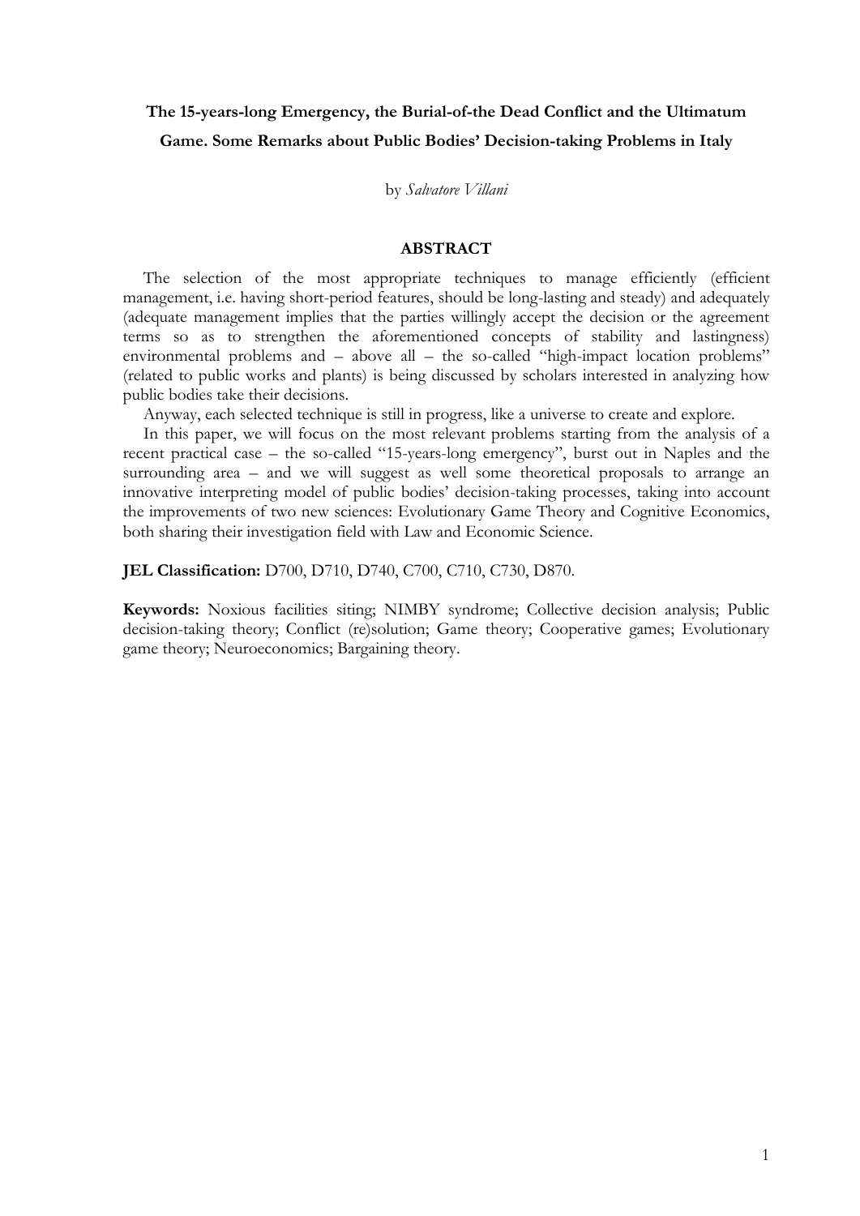**The 15-years-long Emergency, the Burial-of-the Dead Conflict and the Ultimatum Game. Some Remarks about Public Bodies' Decision-taking Problems in Italy**

by *Salvatore Villani*

**ABSTRACT**

The selection of the most appropriate techniques to manage efficiently (efficient management, i.e. having short-period features, should be long-lasting and steady) and adequately (adequate management implies that the parties willingly accept the decision or the agreement terms so as to strengthen the aforementioned concepts of stability and lastingness) environmental problems and – above all – the so-called "high-impact location problems" (related to public works and plants) is being discussed by scholars interested in analyzing how public bodies take their decisions.

Anyway, each selected technique is still in progress, like a universe to create and explore.

In this paper, we will focus on the most relevant problems starting from the analysis of a recent practical case – the so-called "15-years-long emergency", burst out in Naples and the surrounding area – and we will suggest as well some theoretical proposals to arrange an innovative interpreting model of public bodies' decision-taking processes, taking into account the improvements of two new sciences: Evolutionary Game Theory and Cognitive Economics, both sharing their investigation field with Law and Economic Science.

**JEL Classification:** D700, D710, D740, C700, C710, C730, D870.

**Keywords:** Noxious facilities siting; NIMBY syndrome; Collective decision analysis; Public decision-taking theory; Conflict (re)solution; Game theory; Cooperative games; Evolutionary game theory; Neuroeconomics; Bargaining theory.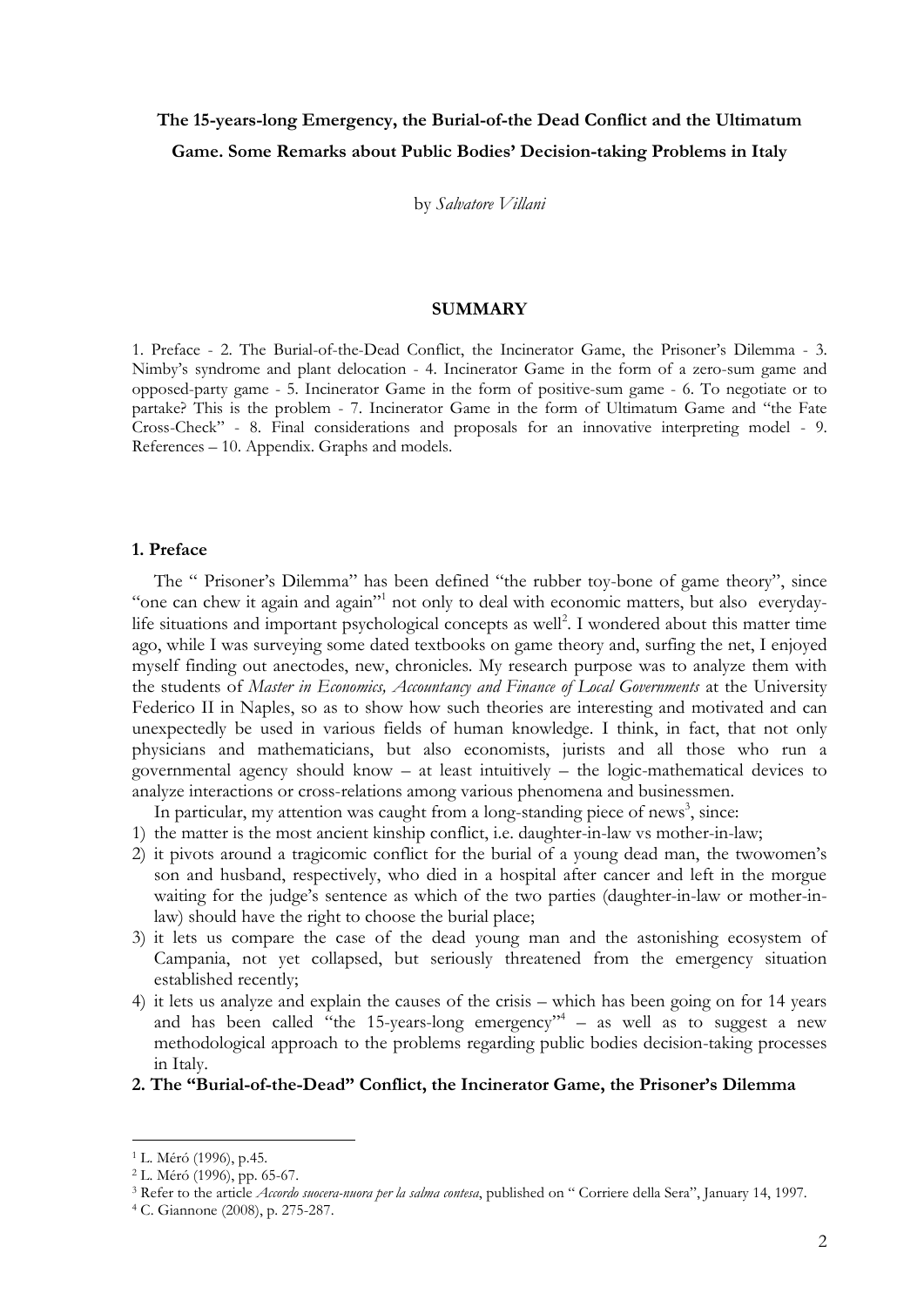**The 15-years-long Emergency, the Burial-of-the Dead Conflict and the Ultimatum Game. Some Remarks about Public Bodies' Decision-taking Problems in Italy**

by *Salvatore Villani*

**SUMMARY**

1. Preface - 2. The Burial-of-the-Dead Conflict, the Incinerator Game, the Prisoner's Dilemma - 3. Nimby's syndrome and plant delocation - 4. Incinerator Game in the form of a zero-sum game and opposed-party game - 5. Incinerator Game in the form of positive-sum game - 6. To negotiate or to partake? This is the problem - 7. Incinerator Game in the form of Ultimatum Game and "the Fate Cross-Check" - 8. Final considerations and proposals for an innovative interpreting model - 9. References – 10. Appendix. Graphs and models.

## 1. Preface

The " Prisoner's Dilemma" has been defined "the rubber toy-bone of game theory", since "one can chew it again and again"[1] not only to deal with economic matters, but also everyday-life situations and important psychological concepts as well[2]. I wondered about this matter time ago, while I was surveying some dated textbooks on game theory and, surfing the net, I enjoyed myself finding out anectodes, new, chronicles. My research purpose was to analyze them with the students of *Master in Economics, Accountancy and Finance of Local Governments* at the University Federico II in Naples, so as to show how such theories are interesting and motivated and can unexpectedly be used in various fields of human knowledge. I think, in fact, that not only physicians and mathematicians, but also economists, jurists and all those who run a governmental agency should know – at least intuitively – the logic-mathematical devices to analyze interactions or cross-relations among various phenomena and businessmen.

In particular, my attention was caught from a long-standing piece of news[3], since:

1) the matter is the most ancient kinship conflict, i.e. daughter-in-law vs mother-in-law;
2) it pivots around a tragicomic conflict for the burial of a young dead man, the twowomen's son and husband, respectively, who died in a hospital after cancer and left in the morgue waiting for the judge's sentence as which of the two parties (daughter-in-law or mother-in-law) should have the right to choose the burial place;
3) it lets us compare the case of the dead young man and the astonishing ecosystem of Campania, not yet collapsed, but seriously threatened from the emergency situation established recently;
4) it lets us analyze and explain the causes of the crisis – which has been going on for 14 years and has been called "the 15-years-long emergency"[4] – as well as to suggest a new methodological approach to the problems regarding public bodies decision-taking processes in Italy.

## 2. The "Burial-of-the-Dead" Conflict, the Incinerator Game, the Prisoner's Dilemma

---

[1] L. Méró (1996), p.45.

[2] L. Méró (1996), pp. 65-67.

[3] Refer to the article *Accordo suocera-nuora per la salma contesa*, published on " Corriere della Sera", January 14, 1997.

[4] C. Giannone (2008), p. 275-287.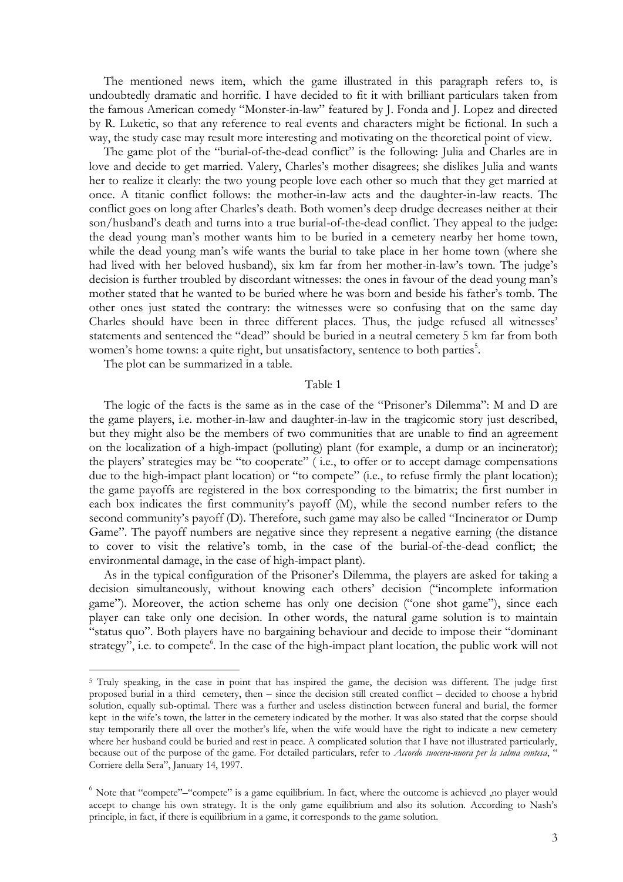The mentioned news item, which the game illustrated in this paragraph refers to, is undoubtedly dramatic and horrific. I have decided to fit it with brilliant particulars taken from the famous American comedy "Monster-in-law" featured by J. Fonda and J. Lopez and directed by R. Luketic, so that any reference to real events and characters might be fictional. In such a way, the study case may result more interesting and motivating on the theoretical point of view.

The game plot of the "burial-of-the-dead conflict" is the following: Julia and Charles are in love and decide to get married. Valery, Charles's mother disagrees; she dislikes Julia and wants her to realize it clearly: the two young people love each other so much that they get married at once. A titanic conflict follows: the mother-in-law acts and the daughter-in-law reacts. The conflict goes on long after Charles's death. Both women's deep drudge decreases neither at their son/husband's death and turns into a true burial-of-the-dead conflict. They appeal to the judge: the dead young man's mother wants him to be buried in a cemetery nearby her home town, while the dead young man's wife wants the burial to take place in her home town (where she had lived with her beloved husband), six km far from her mother-in-law's town. The judge's decision is further troubled by discordant witnesses: the ones in favour of the dead young man's mother stated that he wanted to be buried where he was born and beside his father's tomb. The other ones just stated the contrary: the witnesses were so confusing that on the same day Charles should have been in three different places. Thus, the judge refused all witnesses' statements and sentenced the "dead" should be buried in a neutral cemetery 5 km far from both women's home towns: a quite right, but unsatisfactory, sentence to both parties[5].

The plot can be summarized in a table.

Table 1

The logic of the facts is the same as in the case of the "Prisoner's Dilemma": M and D are the game players, i.e. mother-in-law and daughter-in-law in the tragicomic story just described, but they might also be the members of two communities that are unable to find an agreement on the localization of a high-impact (polluting) plant (for example, a dump or an incinerator); the players' strategies may be "to cooperate" ( i.e., to offer or to accept damage compensations due to the high-impact plant location) or "to compete" (i.e., to refuse firmly the plant location); the game payoffs are registered in the box corresponding to the bimatrix; the first number in each box indicates the first community's payoff (M), while the second number refers to the second community's payoff (D). Therefore, such game may also be called "Incinerator or Dump Game". The payoff numbers are negative since they represent a negative earning (the distance to cover to visit the relative's tomb, in the case of the burial-of-the-dead conflict; the environmental damage, in the case of high-impact plant).

As in the typical configuration of the Prisoner's Dilemma, the players are asked for taking a decision simultaneously, without knowing each others' decision ("incomplete information game"). Moreover, the action scheme has only one decision ("one shot game"), since each player can take only one decision. In other words, the natural game solution is to maintain "status quo". Both players have no bargaining behaviour and decide to impose their "dominant strategy", i.e. to compete[6]. In the case of the high-impact plant location, the public work will not

---

[5] Truly speaking, in the case in point that has inspired the game, the decision was different. The judge first proposed burial in a third cemetery, then – since the decision still created conflict – decided to choose a hybrid solution, equally sub-optimal. There was a further and useless distinction between funeral and burial, the former kept in the wife's town, the latter in the cemetery indicated by the mother. It was also stated that the corpse should stay temporarily there all over the mother's life, when the wife would have the right to indicate a new cemetery where her husband could be buried and rest in peace. A complicated solution that I have not illustrated particularly, because out of the purpose of the game. For detailed particulars, refer to *Accordo suocera-nuora per la salma contesa*, " Corriere della Sera", January 14, 1997.

[6] Note that "compete"–"compete" is a game equilibrium. In fact, where the outcome is achieved ,no player would accept to change his own strategy. It is the only game equilibrium and also its solution. According to Nash's principle, in fact, if there is equilibrium in a game, it corresponds to the game solution.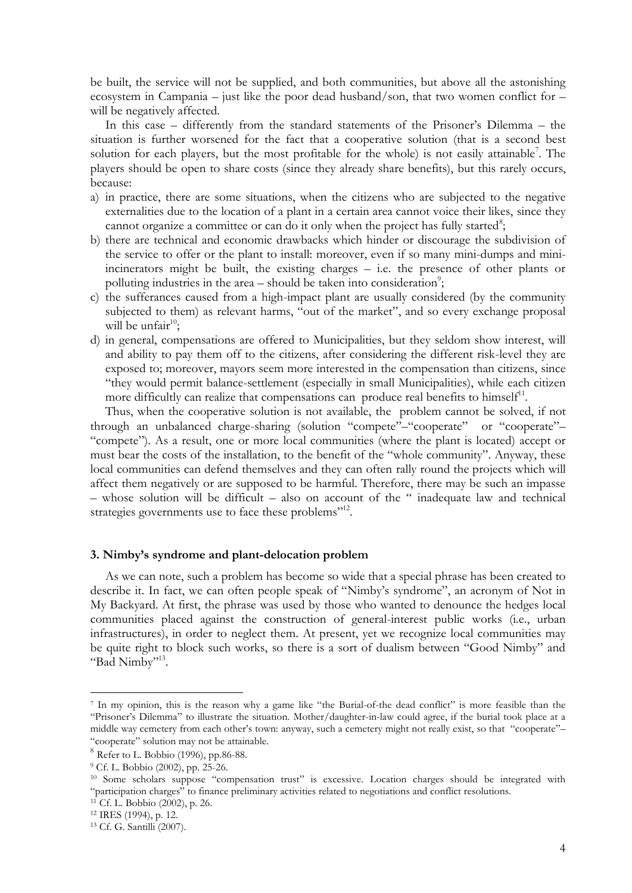be built, the service will not be supplied, and both communities, but above all the astonishing ecosystem in Campania – just like the poor dead husband/son, that two women conflict for – will be negatively affected.

In this case – differently from the standard statements of the Prisoner's Dilemma – the situation is further worsened for the fact that a cooperative solution (that is a second best solution for each players, but the most profitable for the whole) is not easily attainable[7]. The players should be open to share costs (since they already share benefits), but this rarely occurs, because:

a) in practice, there are some situations, when the citizens who are subjected to the negative externalities due to the location of a plant in a certain area cannot voice their likes, since they cannot organize a committee or can do it only when the project has fully started[8];
b) there are technical and economic drawbacks which hinder or discourage the subdivision of the service to offer or the plant to install: moreover, even if so many mini-dumps and mini-incinerators might be built, the existing charges – i.e. the presence of other plants or polluting industries in the area – should be taken into consideration[9];
c) the sufferances caused from a high-impact plant are usually considered (by the community subjected to them) as relevant harms, "out of the market", and so every exchange proposal will be unfair[10];
d) in general, compensations are offered to Municipalities, but they seldom show interest, will and ability to pay them off to the citizens, after considering the different risk-level they are exposed to; moreover, mayors seem more interested in the compensation than citizens, since "they would permit balance-settlement (especially in small Municipalities), while each citizen more difficultly can realize that compensations can produce real benefits to himself[11].

Thus, when the cooperative solution is not available, the problem cannot be solved, if not through an unbalanced charge-sharing (solution "compete"–"cooperate" or "cooperate"–"compete"). As a result, one or more local communities (where the plant is located) accept or must bear the costs of the installation, to the benefit of the "whole community". Anyway, these local communities can defend themselves and they can often rally round the projects which will affect them negatively or are supposed to be harmful. Therefore, there may be such an impasse – whose solution will be difficult – also on account of the " inadequate law and technical strategies governments use to face these problems"[12].

### 3. Nimby's syndrome and plant-delocation problem

As we can note, such a problem has become so wide that a special phrase has been created to describe it. In fact, we can often people speak of "Nimby's syndrome", an acronym of Not in My Backyard. At first, the phrase was used by those who wanted to denounce the hedges local communities placed against the construction of general-interest public works (i.e., urban infrastructures), in order to neglect them. At present, yet we recognize local communities may be quite right to block such works, so there is a sort of dualism between "Good Nimby" and "Bad Nimby"[13].

---

[7] In my opinion, this is the reason why a game like "the Burial-of-the dead conflict" is more feasible than the "Prisoner's Dilemma" to illustrate the situation. Mother/daughter-in-law could agree, if the burial took place at a middle way cemetery from each other's town: anyway, such a cemetery might not really exist, so that "cooperate"–"cooperate" solution may not be attainable.

[8] Refer to L. Bobbio (1996), pp.86-88.

[9] Cf. L. Bobbio (2002), pp. 25-26.

[10] Some scholars suppose "compensation trust" is excessive. Location charges should be integrated with "participation charges" to finance preliminary activities related to negotiations and conflict resolutions.

[11] Cf. L. Bobbio (2002), p. 26.

[12] IRES (1994), p. 12.

[13] Cf. G. Santilli (2007).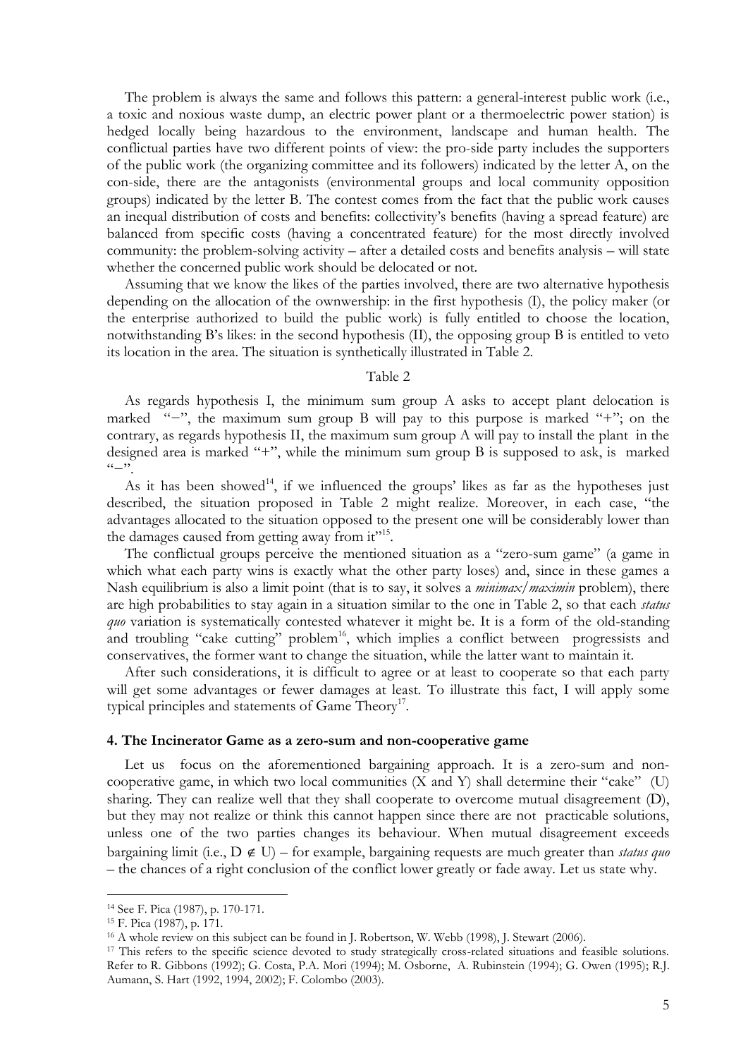The problem is always the same and follows this pattern: a general-interest public work (i.e., a toxic and noxious waste dump, an electric power plant or a thermoelectric power station) is hedged locally being hazardous to the environment, landscape and human health. The conflictual parties have two different points of view: the pro-side party includes the supporters of the public work (the organizing committee and its followers) indicated by the letter A, on the con-side, there are the antagonists (environmental groups and local community opposition groups) indicated by the letter B. The contest comes from the fact that the public work causes an inequal distribution of costs and benefits: collectivity's benefits (having a spread feature) are balanced from specific costs (having a concentrated feature) for the most directly involved community: the problem-solving activity – after a detailed costs and benefits analysis – will state whether the concerned public work should be delocated or not.

Assuming that we know the likes of the parties involved, there are two alternative hypothesis depending on the allocation of the ownership: in the first hypothesis (I), the policy maker (or the enterprise authorized to build the public work) is fully entitled to choose the location, notwithstanding B's likes: in the second hypothesis (II), the opposing group B is entitled to veto its location in the area. The situation is synthetically illustrated in Table 2.

Table 2

As regards hypothesis I, the minimum sum group A asks to accept plant delocation is marked "−", the maximum sum group B will pay to this purpose is marked "+"; on the contrary, as regards hypothesis II, the maximum sum group A will pay to install the plant in the designed area is marked "+", while the minimum sum group B is supposed to ask, is marked "−".

As it has been showed[14], if we influenced the groups' likes as far as the hypotheses just described, the situation proposed in Table 2 might realize. Moreover, in each case, "the advantages allocated to the situation opposed to the present one will be considerably lower than the damages caused from getting away from it"[15].

The conflictual groups perceive the mentioned situation as a "zero-sum game" (a game in which what each party wins is exactly what the other party loses) and, since in these games a Nash equilibrium is also a limit point (that is to say, it solves a *minimax*/*maximin* problem), there are high probabilities to stay again in a situation similar to the one in Table 2, so that each *status quo* variation is systematically contested whatever it might be. It is a form of the old-standing and troubling "cake cutting" problem[16], which implies a conflict between progressists and conservatives, the former want to change the situation, while the latter want to maintain it.

After such considerations, it is difficult to agree or at least to cooperate so that each party will get some advantages or fewer damages at least. To illustrate this fact, I will apply some typical principles and statements of Game Theory[17].

#### 4. The Incinerator Game as a zero-sum and non-cooperative game

Let us focus on the aforementioned bargaining approach. It is a zero-sum and non-cooperative game, in which two local communities (X and Y) shall determine their "cake" (U) sharing. They can realize well that they shall cooperate to overcome mutual disagreement (D), but they may not realize or think this cannot happen since there are not practicable solutions, unless one of the two parties changes its behaviour. When mutual disagreement exceeds bargaining limit (i.e., $D \notin U$) – for example, bargaining requests are much greater than *status quo* – the chances of a right conclusion of the conflict lower greatly or fade away. Let us state why.

---

[14] See F. Pica (1987), p. 170-171.

[15] F. Pica (1987), p. 171.

[16] A whole review on this subject can be found in J. Robertson, W. Webb (1998), J. Stewart (2006).

[17] This refers to the specific science devoted to study strategically cross-related situations and feasible solutions. Refer to R. Gibbons (1992); G. Costa, P.A. Mori (1994); M. Osborne, A. Rubinstein (1994); G. Owen (1995); R.J. Aumann, S. Hart (1992, 1994, 2002); F. Colombo (2003).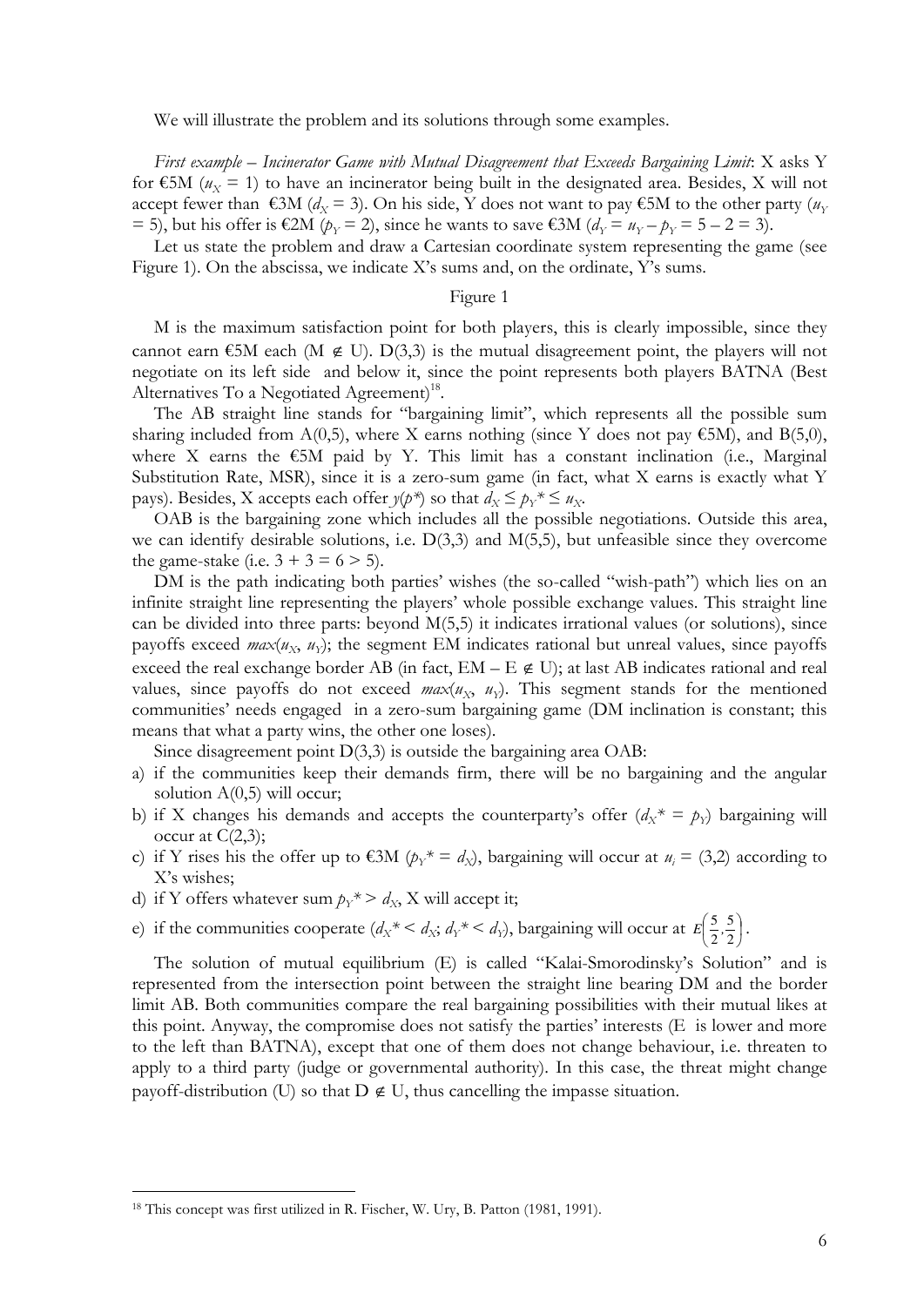We will illustrate the problem and its solutions through some examples.

*First example – Incinerator Game with Mutual Disagreement that Exceeds Bargaining Limit*: X asks Y for €5M ($u_X = 1$) to have an incinerator being built in the designated area. Besides, X will not accept fewer than €3M ($d_X = 3$). On his side, Y does not want to pay €5M to the other party ($u_Y = 5$), but his offer is €2M ($p_Y = 2$), since he wants to save €3M ($d_Y = u_Y – p_Y = 5 – 2 = 3$).

Let us state the problem and draw a Cartesian coordinate system representing the game (see Figure 1). On the abscissa, we indicate X's sums and, on the ordinate, Y's sums.

Figure 1

M is the maximum satisfaction point for both players, this is clearly impossible, since they cannot earn €5M each ($M \notin U$). D(3,3) is the mutual disagreement point, the players will not negotiate on its left side and below it, since the point represents both players BATNA (Best Alternatives To a Negotiated Agreement)[18].

The AB straight line stands for "bargaining limit", which represents all the possible sum sharing included from A(0,5), where X earns nothing (since Y does not pay €5M), and B(5,0), where X earns the €5M paid by Y. This limit has a constant inclination (i.e., Marginal Substitution Rate, MSR), since it is a zero-sum game (in fact, what X earns is exactly what Y pays). Besides, X accepts each offer $y(p^*)$ so that $d_X \leq p_Y^* \leq u_X$.

OAB is the bargaining zone which includes all the possible negotiations. Outside this area, we can identify desirable solutions, i.e. D(3,3) and M(5,5), but unfeasible since they overcome the game-stake (i.e. $3 + 3 = 6 > 5$).

DM is the path indicating both parties' wishes (the so-called "wish-path") which lies on an infinite straight line representing the players' whole possible exchange values. This straight line can be divided into three parts: beyond M(5,5) it indicates irrational values (or solutions), since payoffs exceed $max(u_X, u_Y)$; the segment EM indicates rational but unreal values, since payoffs exceed the real exchange border AB (in fact, $EM – E \notin U$); at last AB indicates rational and real values, since payoffs do not exceed $max(u_X, u_Y)$. This segment stands for the mentioned communities' needs engaged in a zero-sum bargaining game (DM inclination is constant; this means that what a party wins, the other one loses).

Since disagreement point D(3,3) is outside the bargaining area OAB:

a) if the communities keep their demands firm, there will be no bargaining and the angular solution A(0,5) will occur;
b) if X changes his demands and accepts the counterparty's offer ($d_X^* = p_Y$) bargaining will occur at C(2,3);
c) if Y rises his the offer up to €3M ($p_Y^* = d_X$), bargaining will occur at $u_i = (3,2)$ according to X's wishes;
d) if Y offers whatever sum $p_Y^* > d_X$, X will accept it;
e) if the communities cooperate ($d_X^* < d_X$; $d_Y^* < d_Y$), bargaining will occur at $E\left(\frac{5}{2}, \frac{5}{2}\right)$.

The solution of mutual equilibrium (E) is called "Kalai-Smorodinsky's Solution" and is represented from the intersection point between the straight line bearing DM and the border limit AB. Both communities compare the real bargaining possibilities with their mutual likes at this point. Anyway, the compromise does not satisfy the parties' interests (E is lower and more to the left than BATNA), except that one of them does not change behaviour, i.e. threaten to apply to a third party (judge or governmental authority). In this case, the threat might change payoff-distribution (U) so that $D \notin U$, thus cancelling the impasse situation.

[18] This concept was first utilized in R. Fischer, W. Ury, B. Patton (1981, 1991).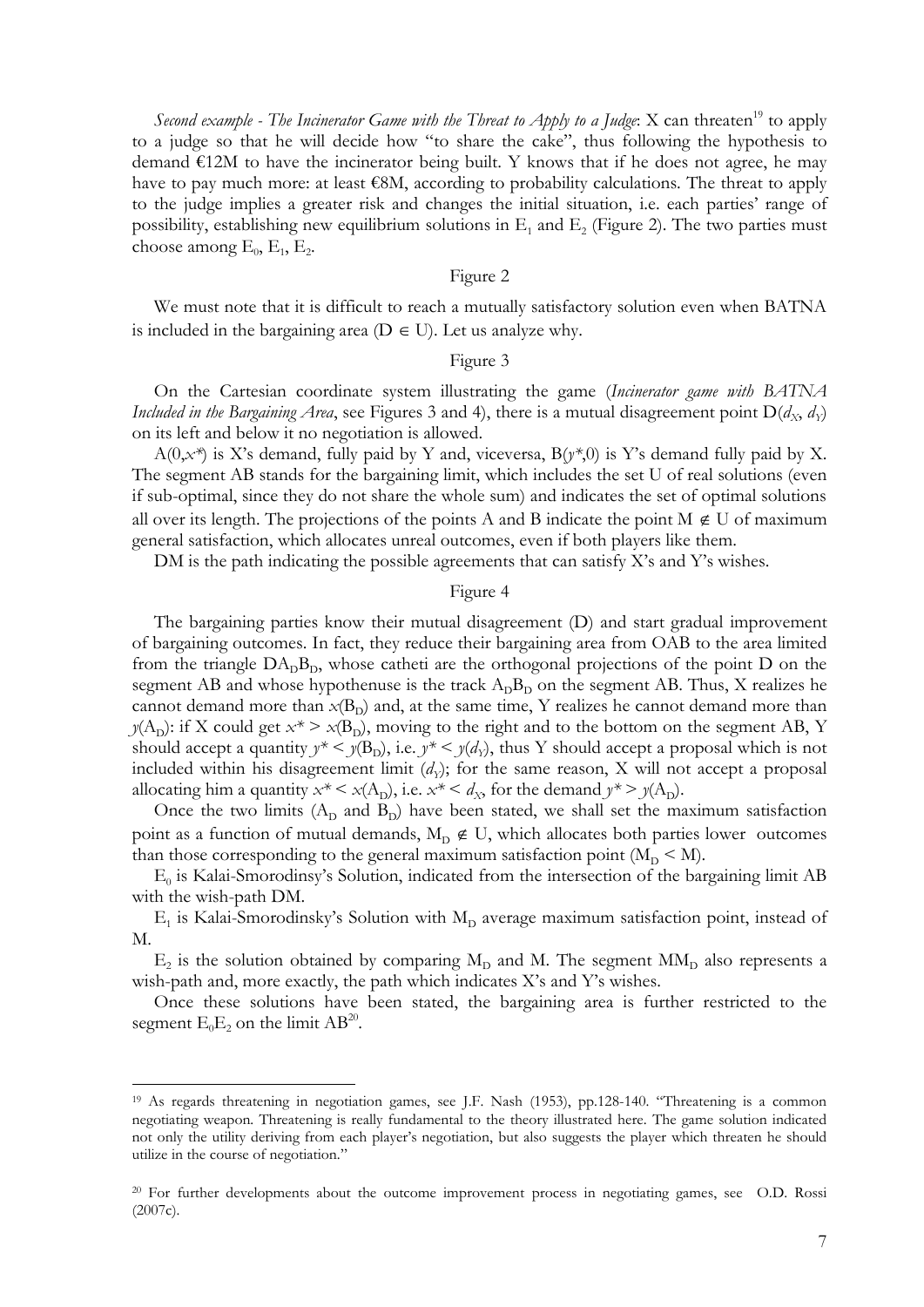*Second example - The Incinerator Game with the Threat to Apply to a Judge*: X can threaten[19] to apply to a judge so that he will decide how "to share the cake", thus following the hypothesis to demand €12M to have the incinerator being built. Y knows that if he does not agree, he may have to pay much more: at least €8M, according to probability calculations. The threat to apply to the judge implies a greater risk and changes the initial situation, i.e. each parties' range of possibility, establishing new equilibrium solutions in $E_1$ and $E_2$ (Figure 2). The two parties must choose among $E_0$, $E_1$, $E_2$.

Figure 2

We must note that it is difficult to reach a mutually satisfactory solution even when BATNA is included in the bargaining area ($D \in U$). Let us analyze why.

Figure 3

On the Cartesian coordinate system illustrating the game (*Incinerator game with BATNA Included in the Bargaining Area*, see Figures 3 and 4), there is a mutual disagreement point $D(d_X, d_Y)$ on its left and below it no negotiation is allowed.

$A(0,x^*)$ is X's demand, fully paid by Y and, viceversa, $B(y^*,0)$ is Y's demand fully paid by X. The segment AB stands for the bargaining limit, which includes the set U of real solutions (even if sub-optimal, since they do not share the whole sum) and indicates the set of optimal solutions all over its length. The projections of the points A and B indicate the point $M \notin U$ of maximum general satisfaction, which allocates unreal outcomes, even if both players like them.

DM is the path indicating the possible agreements that can satisfy X's and Y's wishes.

Figure 4

The bargaining parties know their mutual disagreement (D) and start gradual improvement of bargaining outcomes. In fact, they reduce their bargaining area from OAB to the area limited from the triangle $DA_DB_D$, whose catheti are the orthogonal projections of the point D on the segment AB and whose hypothenuse is the track $A_DB_D$ on the segment AB. Thus, X realizes he cannot demand more than $x(B_D)$ and, at the same time, Y realizes he cannot demand more than $y(A_D)$: if X could get $x^* > x(B_D)$, moving to the right and to the bottom on the segment AB, Y should accept a quantity $y^* < y(B_D)$, i.e. $y^* < y(d_Y)$, thus Y should accept a proposal which is not included within his disagreement limit ($d_Y$); for the same reason, X will not accept a proposal allocating him a quantity $x^* < x(A_D)$, i.e. $x^* < d_X$, for the demand $y^* > y(A_D)$.

Once the two limits ($A_D$ and $B_D$) have been stated, we shall set the maximum satisfaction point as a function of mutual demands, $M_D \notin U$, which allocates both parties lower outcomes than those corresponding to the general maximum satisfaction point ($M_D < M$).

$E_0$ is Kalai-Smorodinsy's Solution, indicated from the intersection of the bargaining limit AB with the wish-path DM.

$E_1$ is Kalai-Smorodinsky's Solution with $M_D$ average maximum satisfaction point, instead of M.

$E_2$ is the solution obtained by comparing $M_D$ and M. The segment $MM_D$ also represents a wish-path and, more exactly, the path which indicates X's and Y's wishes.

Once these solutions have been stated, the bargaining area is further restricted to the segment $E_0E_2$ on the limit AB[20].

---

[19] As regards threatening in negotiation games, see J.F. Nash (1953), pp.128-140. "Threatening is a common negotiating weapon. Threatening is really fundamental to the theory illustrated here. The game solution indicated not only the utility deriving from each player's negotiation, but also suggests the player which threaten he should utilize in the course of negotiation."

[20] For further developments about the outcome improvement process in negotiating games, see O.D. Rossi (2007c).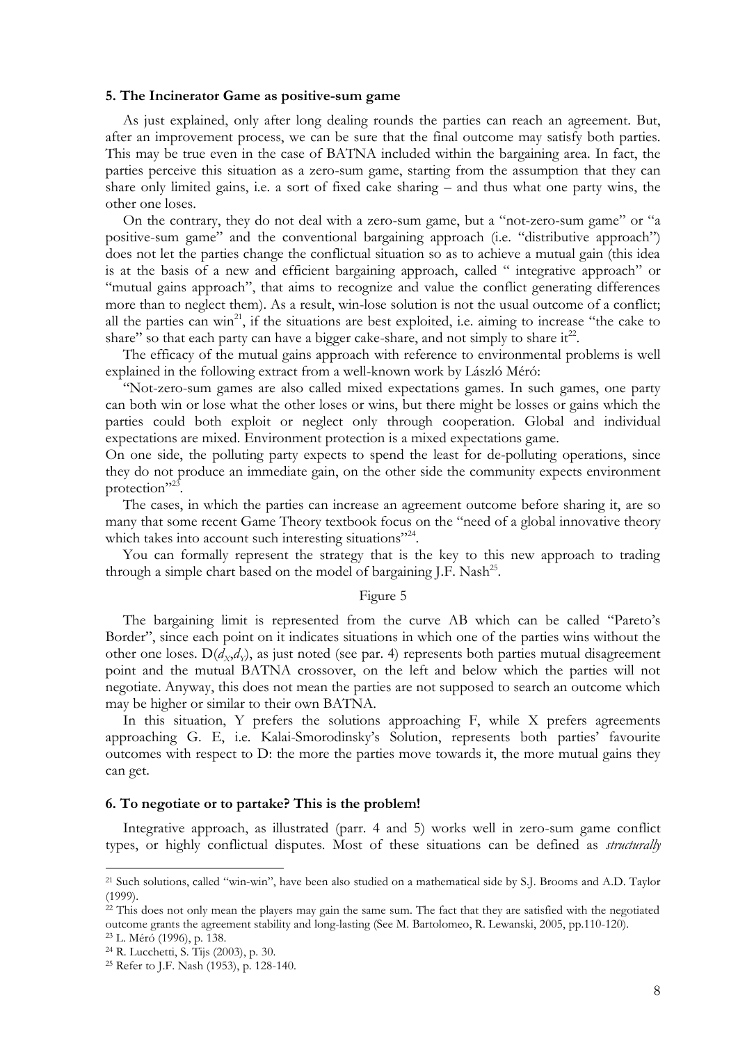### 5. The Incinerator Game as positive-sum game

As just explained, only after long dealing rounds the parties can reach an agreement. But, after an improvement process, we can be sure that the final outcome may satisfy both parties. This may be true even in the case of BATNA included within the bargaining area. In fact, the parties perceive this situation as a zero-sum game, starting from the assumption that they can share only limited gains, i.e. a sort of fixed cake sharing – and thus what one party wins, the other one loses.

On the contrary, they do not deal with a zero-sum game, but a "not-zero-sum game" or "a positive-sum game" and the conventional bargaining approach (i.e. "distributive approach") does not let the parties change the conflictual situation so as to achieve a mutual gain (this idea is at the basis of a new and efficient bargaining approach, called " integrative approach" or "mutual gains approach", that aims to recognize and value the conflict generating differences more than to neglect them). As a result, win-lose solution is not the usual outcome of a conflict; all the parties can win[21], if the situations are best exploited, i.e. aiming to increase "the cake to share" so that each party can have a bigger cake-share, and not simply to share it[22].

The efficacy of the mutual gains approach with reference to environmental problems is well explained in the following extract from a well-known work by László Méró:

"Not-zero-sum games are also called mixed expectations games. In such games, one party can both win or lose what the other loses or wins, but there might be losses or gains which the parties could both exploit or neglect only through cooperation. Global and individual expectations are mixed. Environment protection is a mixed expectations game.
On one side, the polluting party expects to spend the least for de-polluting operations, since they do not produce an immediate gain, on the other side the community expects environment protection"[23].

The cases, in which the parties can increase an agreement outcome before sharing it, are so many that some recent Game Theory textbook focus on the "need of a global innovative theory which takes into account such interesting situations"[24].

You can formally represent the strategy that is the key to this new approach to trading through a simple chart based on the model of bargaining J.F. Nash[25].

Figure 5

The bargaining limit is represented from the curve AB which can be called "Pareto's Border", since each point on it indicates situations in which one of the parties wins without the other one loses. $D(d_X,d_Y)$, as just noted (see par. 4) represents both parties mutual disagreement point and the mutual BATNA crossover, on the left and below which the parties will not negotiate. Anyway, this does not mean the parties are not supposed to search an outcome which may be higher or similar to their own BATNA.

In this situation, Y prefers the solutions approaching F, while X prefers agreements approaching G. E, i.e. Kalai-Smorodinsky's Solution, represents both parties' favourite outcomes with respect to D: the more the parties move towards it, the more mutual gains they can get.

### 6. To negotiate or to partake? This is the problem!

Integrative approach, as illustrated (parr. 4 and 5) works well in zero-sum game conflict types, or highly conflictual disputes. Most of these situations can be defined as *structurally*

---

[21] Such solutions, called "win-win", have been also studied on a mathematical side by S.J. Brooms and A.D. Taylor (1999).

[22] This does not only mean the players may gain the same sum. The fact that they are satisfied with the negotiated outcome grants the agreement stability and long-lasting (See M. Bartolomeo, R. Lewanski, 2005, pp.110-120).

[23] L. Méró (1996), p. 138.

[24] R. Lucchetti, S. Tijs (2003), p. 30.

[25] Refer to J.F. Nash (1953), p. 128-140.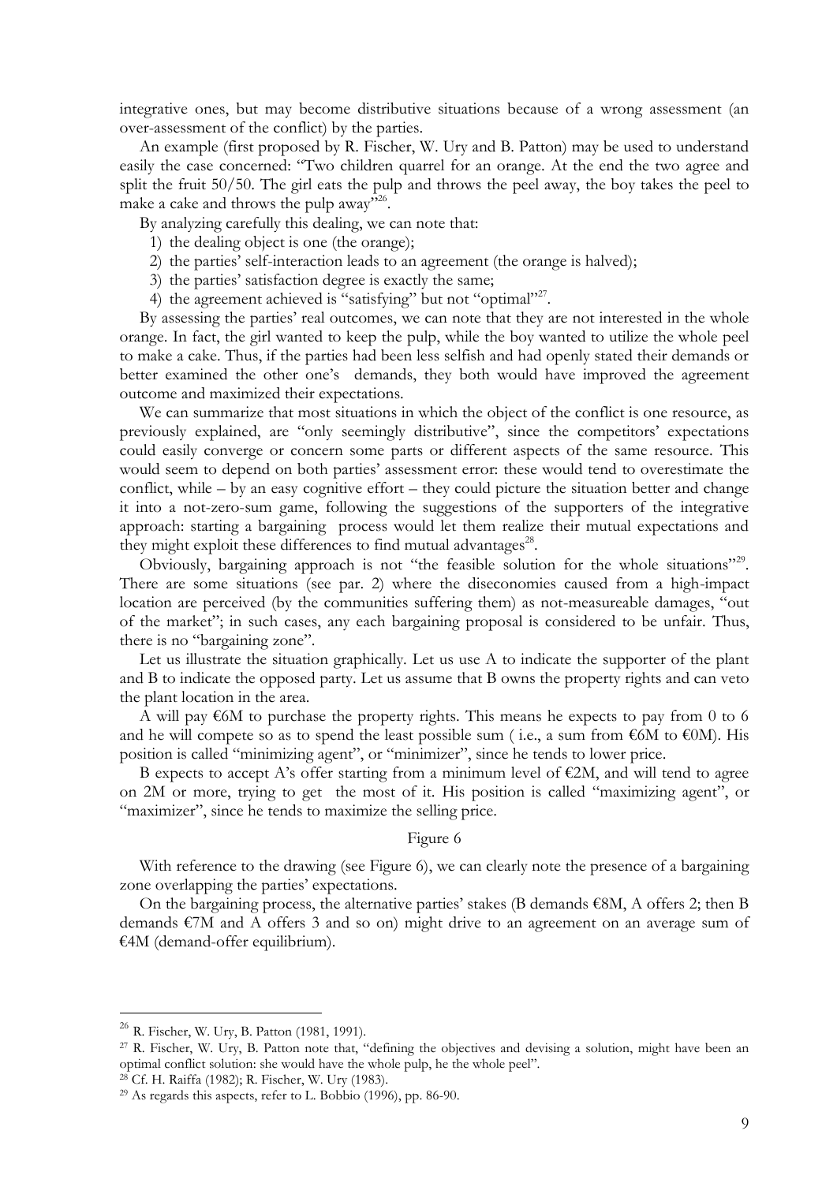integrative ones, but may become distributive situations because of a wrong assessment (an over-assessment of the conflict) by the parties.

An example (first proposed by R. Fischer, W. Ury and B. Patton) may be used to understand easily the case concerned: "Two children quarrel for an orange. At the end the two agree and split the fruit 50/50. The girl eats the pulp and throws the peel away, the boy takes the peel to make a cake and throws the pulp away"[26].

By analyzing carefully this dealing, we can note that:

1) the dealing object is one (the orange);
2) the parties' self-interaction leads to an agreement (the orange is halved);
3) the parties' satisfaction degree is exactly the same;
4) the agreement achieved is "satisfying" but not "optimal"[27].

By assessing the parties' real outcomes, we can note that they are not interested in the whole orange. In fact, the girl wanted to keep the pulp, while the boy wanted to utilize the whole peel to make a cake. Thus, if the parties had been less selfish and had openly stated their demands or better examined the other one's demands, they both would have improved the agreement outcome and maximized their expectations.

We can summarize that most situations in which the object of the conflict is one resource, as previously explained, are "only seemingly distributive", since the competitors' expectations could easily converge or concern some parts or different aspects of the same resource. This would seem to depend on both parties' assessment error: these would tend to overestimate the conflict, while – by an easy cognitive effort – they could picture the situation better and change it into a not-zero-sum game, following the suggestions of the supporters of the integrative approach: starting a bargaining process would let them realize their mutual expectations and they might exploit these differences to find mutual advantages[28].

Obviously, bargaining approach is not "the feasible solution for the whole situations"[29]. There are some situations (see par. 2) where the diseconomies caused from a high-impact location are perceived (by the communities suffering them) as not-measureable damages, "out of the market"; in such cases, any each bargaining proposal is considered to be unfair. Thus, there is no "bargaining zone".

Let us illustrate the situation graphically. Let us use A to indicate the supporter of the plant and B to indicate the opposed party. Let us assume that B owns the property rights and can veto the plant location in the area.

A will pay €6M to purchase the property rights. This means he expects to pay from 0 to 6 and he will compete so as to spend the least possible sum ( i.e., a sum from €6M to €0M). His position is called "minimizing agent", or "minimizer", since he tends to lower price.

B expects to accept A's offer starting from a minimum level of €2M, and will tend to agree on 2M or more, trying to get the most of it. His position is called "maximizing agent", or "maximizer", since he tends to maximize the selling price.

Figure 6

With reference to the drawing (see Figure 6), we can clearly note the presence of a bargaining zone overlapping the parties' expectations.

On the bargaining process, the alternative parties' stakes (B demands €8M, A offers 2; then B demands €7M and A offers 3 and so on) might drive to an agreement on an average sum of €4M (demand-offer equilibrium).

---

[26] R. Fischer, W. Ury, B. Patton (1981, 1991).

[27] R. Fischer, W. Ury, B. Patton note that, "defining the objectives and devising a solution, might have been an optimal conflict solution: she would have the whole pulp, he the whole peel".

[28] Cf. H. Raiffa (1982); R. Fischer, W. Ury (1983).

[29] As regards this aspects, refer to L. Bobbio (1996), pp. 86-90.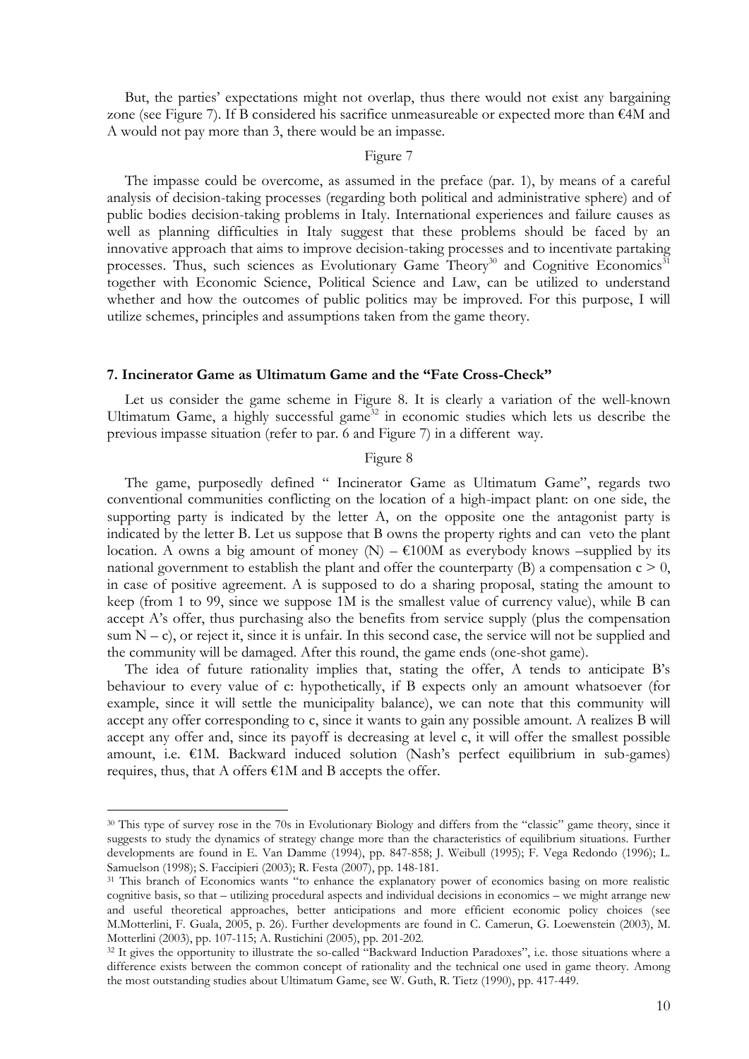But, the parties' expectations might not overlap, thus there would not exist any bargaining zone (see Figure 7). If B considered his sacrifice unmeasureable or expected more than €4M and A would not pay more than 3, there would be an impasse.

Figure 7

The impasse could be overcome, as assumed in the preface (par. 1), by means of a careful analysis of decision-taking processes (regarding both political and administrative sphere) and of public bodies decision-taking problems in Italy. International experiences and failure causes as well as planning difficulties in Italy suggest that these problems should be faced by an innovative approach that aims to improve decision-taking processes and to incentivate partaking processes. Thus, such sciences as Evolutionary Game Theory[30] and Cognitive Economics[31] together with Economic Science, Political Science and Law, can be utilized to understand whether and how the outcomes of public politics may be improved. For this purpose, I will utilize schemes, principles and assumptions taken from the game theory.

## 7. Incinerator Game as Ultimatum Game and the "Fate Cross-Check"

Let us consider the game scheme in Figure 8. It is clearly a variation of the well-known Ultimatum Game, a highly successful game[32] in economic studies which lets us describe the previous impasse situation (refer to par. 6 and Figure 7) in a different way.

Figure 8

The game, purposedly defined " Incinerator Game as Ultimatum Game", regards two conventional communities conflicting on the location of a high-impact plant: on one side, the supporting party is indicated by the letter A, on the opposite one the antagonist party is indicated by the letter B. Let us suppose that B owns the property rights and can veto the plant location. A owns a big amount of money (N) – €100M as everybody knows –supplied by its national government to establish the plant and offer the counterparty (B) a compensation $c > 0$, in case of positive agreement. A is supposed to do a sharing proposal, stating the amount to keep (from 1 to 99, since we suppose 1M is the smallest value of currency value), while B can accept A's offer, thus purchasing also the benefits from service supply (plus the compensation sum $N – c$), or reject it, since it is unfair. In this second case, the service will not be supplied and the community will be damaged. After this round, the game ends (one-shot game).

The idea of future rationality implies that, stating the offer, A tends to anticipate B's behaviour to every value of c: hypothetically, if B expects only an amount whatsoever (for example, since it will settle the municipality balance), we can note that this community will accept any offer corresponding to c, since it wants to gain any possible amount. A realizes B will accept any offer and, since its payoff is decreasing at level c, it will offer the smallest possible amount, i.e. €1M. Backward induced solution (Nash's perfect equilibrium in sub-games) requires, thus, that A offers €1M and B accepts the offer.

---

[30] This type of survey rose in the 70s in Evolutionary Biology and differs from the "classic" game theory, since it suggests to study the dynamics of strategy change more than the characteristics of equilibrium situations. Further developments are found in E. Van Damme (1994), pp. 847-858; J. Weibull (1995); F. Vega Redondo (1996); L. Samuelson (1998); S. Faccipieri (2003); R. Festa (2007), pp. 148-181.

[31] This branch of Economics wants "to enhance the explanatory power of economics basing on more realistic cognitive basis, so that – utilizing procedural aspects and individual decisions in economics – we might arrange new and useful theoretical approaches, better anticipations and more efficient economic policy choices (see M.Motterlini, F. Guala, 2005, p. 26). Further developments are found in C. Camerun, G. Loewenstein (2003), M. Motterlini (2003), pp. 107-115; A. Rustichini (2005), pp. 201-202.

[32] It gives the opportunity to illustrate the so-called "Backward Induction Paradoxes", i.e. those situations where a difference exists between the common concept of rationality and the technical one used in game theory. Among the most outstanding studies about Ultimatum Game, see W. Guth, R. Tietz (1990), pp. 417-449.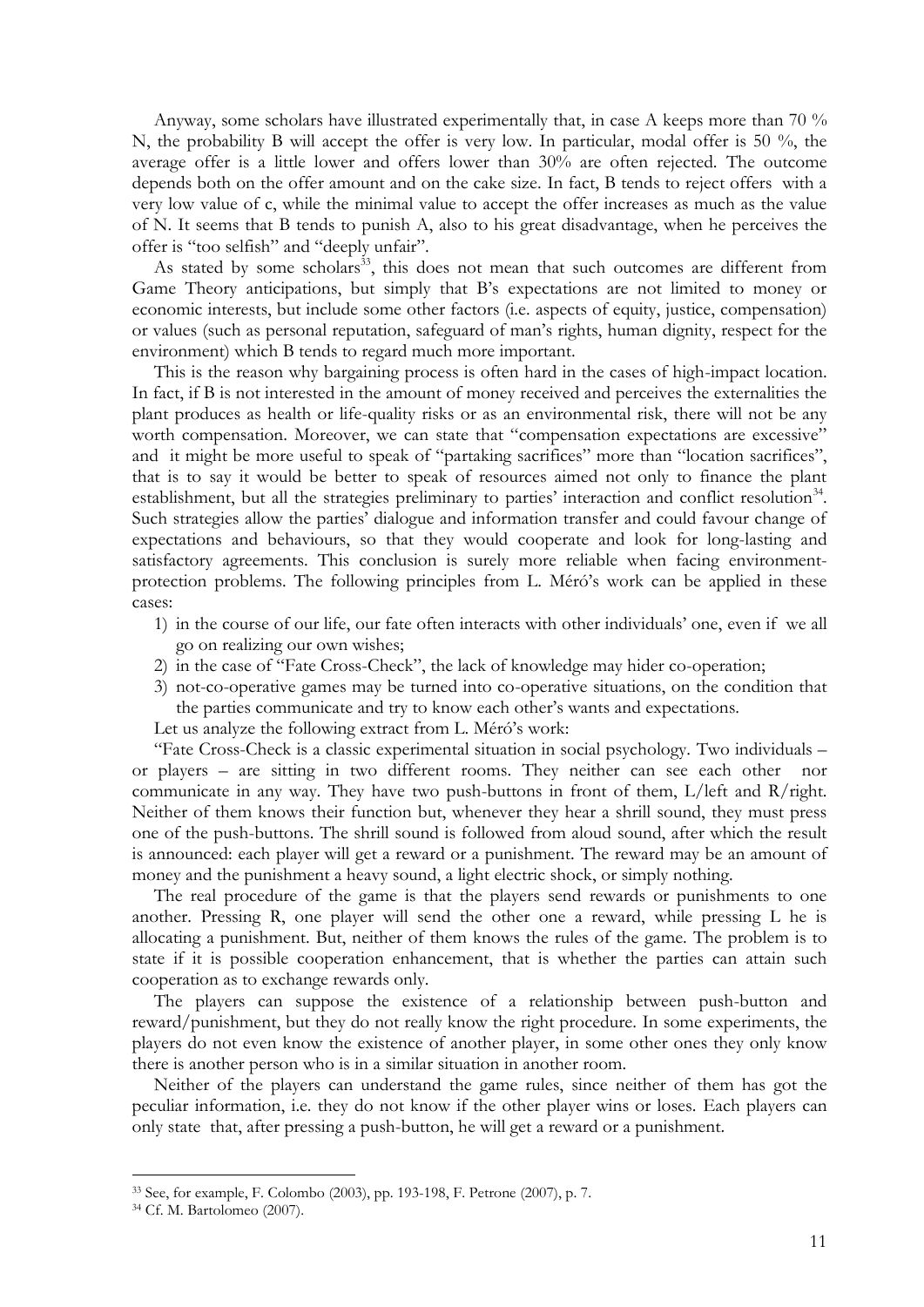Anyway, some scholars have illustrated experimentally that, in case A keeps more than 70 % N, the probability B will accept the offer is very low. In particular, modal offer is 50 %, the average offer is a little lower and offers lower than 30% are often rejected. The outcome depends both on the offer amount and on the cake size. In fact, B tends to reject offers with a very low value of c, while the minimal value to accept the offer increases as much as the value of N. It seems that B tends to punish A, also to his great disadvantage, when he perceives the offer is "too selfish" and "deeply unfair".

As stated by some scholars[33], this does not mean that such outcomes are different from Game Theory anticipations, but simply that B's expectations are not limited to money or economic interests, but include some other factors (i.e. aspects of equity, justice, compensation) or values (such as personal reputation, safeguard of man's rights, human dignity, respect for the environment) which B tends to regard much more important.

This is the reason why bargaining process is often hard in the cases of high-impact location. In fact, if B is not interested in the amount of money received and perceives the externalities the plant produces as health or life-quality risks or as an environmental risk, there will not be any worth compensation. Moreover, we can state that "compensation expectations are excessive" and it might be more useful to speak of "partaking sacrifices" more than "location sacrifices", that is to say it would be better to speak of resources aimed not only to finance the plant establishment, but all the strategies preliminary to parties' interaction and conflict resolution[34]. Such strategies allow the parties' dialogue and information transfer and could favour change of expectations and behaviours, so that they would cooperate and look for long-lasting and satisfactory agreements. This conclusion is surely more reliable when facing environment-protection problems. The following principles from L. Méró's work can be applied in these cases:

1) in the course of our life, our fate often interacts with other individuals' one, even if we all go on realizing our own wishes;
2) in the case of "Fate Cross-Check", the lack of knowledge may hider co-operation;
3) not-co-operative games may be turned into co-operative situations, on the condition that the parties communicate and try to know each other's wants and expectations.

Let us analyze the following extract from L. Méró's work:

"Fate Cross-Check is a classic experimental situation in social psychology. Two individuals – or players – are sitting in two different rooms. They neither can see each other nor communicate in any way. They have two push-buttons in front of them, L/left and R/right. Neither of them knows their function but, whenever they hear a shrill sound, they must press one of the push-buttons. The shrill sound is followed from aloud sound, after which the result is announced: each player will get a reward or a punishment. The reward may be an amount of money and the punishment a heavy sound, a light electric shock, or simply nothing.

The real procedure of the game is that the players send rewards or punishments to one another. Pressing R, one player will send the other one a reward, while pressing L he is allocating a punishment. But, neither of them knows the rules of the game. The problem is to state if it is possible cooperation enhancement, that is whether the parties can attain such cooperation as to exchange rewards only.

The players can suppose the existence of a relationship between push-button and reward/punishment, but they do not really know the right procedure. In some experiments, the players do not even know the existence of another player, in some other ones they only know there is another person who is in a similar situation in another room.

Neither of the players can understand the game rules, since neither of them has got the peculiar information, i.e. they do not know if the other player wins or loses. Each players can only state that, after pressing a push-button, he will get a reward or a punishment.

---

[33] See, for example, F. Colombo (2003), pp. 193-198, F. Petrone (2007), p. 7.

[34] Cf. M. Bartolomeo (2007).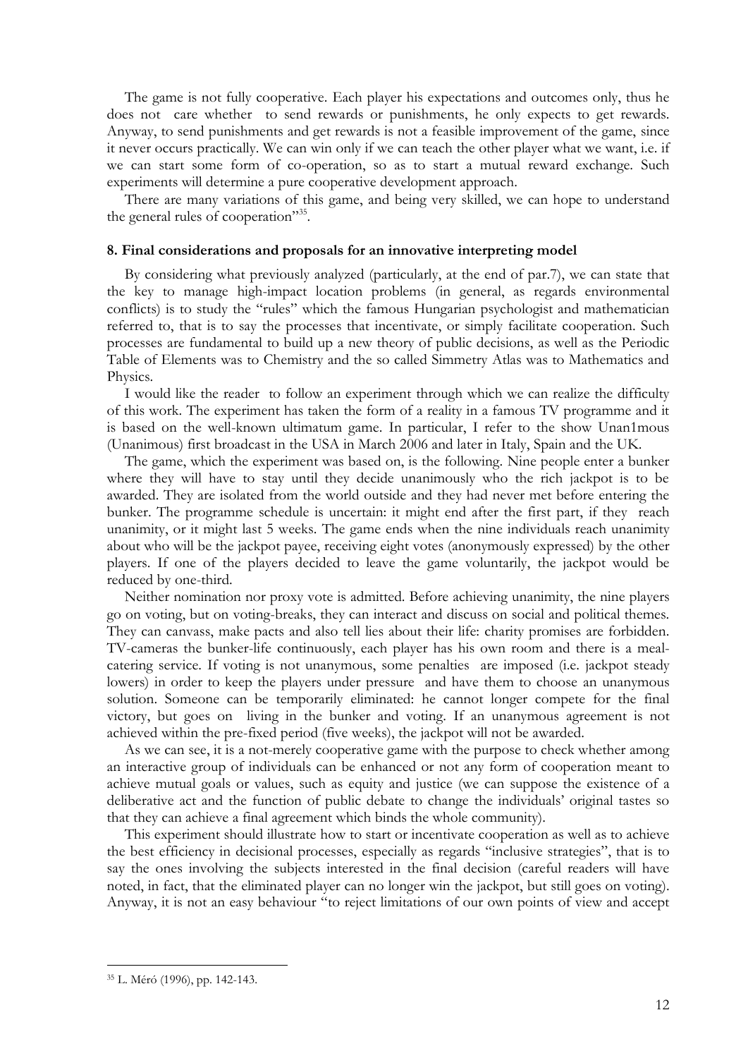The game is not fully cooperative. Each player his expectations and outcomes only, thus he does not care whether to send rewards or punishments, he only expects to get rewards. Anyway, to send punishments and get rewards is not a feasible improvement of the game, since it never occurs practically. We can win only if we can teach the other player what we want, i.e. if we can start some form of co-operation, so as to start a mutual reward exchange. Such experiments will determine a pure cooperative development approach.

There are many variations of this game, and being very skilled, we can hope to understand the general rules of cooperation"[35].

## 8. Final considerations and proposals for an innovative interpreting model

By considering what previously analyzed (particularly, at the end of par.7), we can state that the key to manage high-impact location problems (in general, as regards environmental conflicts) is to study the "rules" which the famous Hungarian psychologist and mathematician referred to, that is to say the processes that incentivate, or simply facilitate cooperation. Such processes are fundamental to build up a new theory of public decisions, as well as the Periodic Table of Elements was to Chemistry and the so called Simmetry Atlas was to Mathematics and Physics.

I would like the reader to follow an experiment through which we can realize the difficulty of this work. The experiment has taken the form of a reality in a famous TV programme and it is based on the well-known ultimatum game. In particular, I refer to the show Unan1mous (Unanimous) first broadcast in the USA in March 2006 and later in Italy, Spain and the UK.

The game, which the experiment was based on, is the following. Nine people enter a bunker where they will have to stay until they decide unanimously who the rich jackpot is to be awarded. They are isolated from the world outside and they had never met before entering the bunker. The programme schedule is uncertain: it might end after the first part, if they reach unanimity, or it might last 5 weeks. The game ends when the nine individuals reach unanimity about who will be the jackpot payee, receiving eight votes (anonymously expressed) by the other players. If one of the players decided to leave the game voluntarily, the jackpot would be reduced by one-third.

Neither nomination nor proxy vote is admitted. Before achieving unanimity, the nine players go on voting, but on voting-breaks, they can interact and discuss on social and political themes. They can canvass, make pacts and also tell lies about their life: charity promises are forbidden. TV-cameras the bunker-life continuously, each player has his own room and there is a meal-catering service. If voting is not unanymous, some penalties are imposed (i.e. jackpot steady lowers) in order to keep the players under pressure and have them to choose an unanymous solution. Someone can be temporarily eliminated: he cannot longer compete for the final victory, but goes on living in the bunker and voting. If an unanymous agreement is not achieved within the pre-fixed period (five weeks), the jackpot will not be awarded.

As we can see, it is a not-merely cooperative game with the purpose to check whether among an interactive group of individuals can be enhanced or not any form of cooperation meant to achieve mutual goals or values, such as equity and justice (we can suppose the existence of a deliberative act and the function of public debate to change the individuals' original tastes so that they can achieve a final agreement which binds the whole community).

This experiment should illustrate how to start or incentivate cooperation as well as to achieve the best efficiency in decisional processes, especially as regards "inclusive strategies", that is to say the ones involving the subjects interested in the final decision (careful readers will have noted, in fact, that the eliminated player can no longer win the jackpot, but still goes on voting). Anyway, it is not an easy behaviour "to reject limitations of our own points of view and accept

[35] L. Méró (1996), pp. 142-143.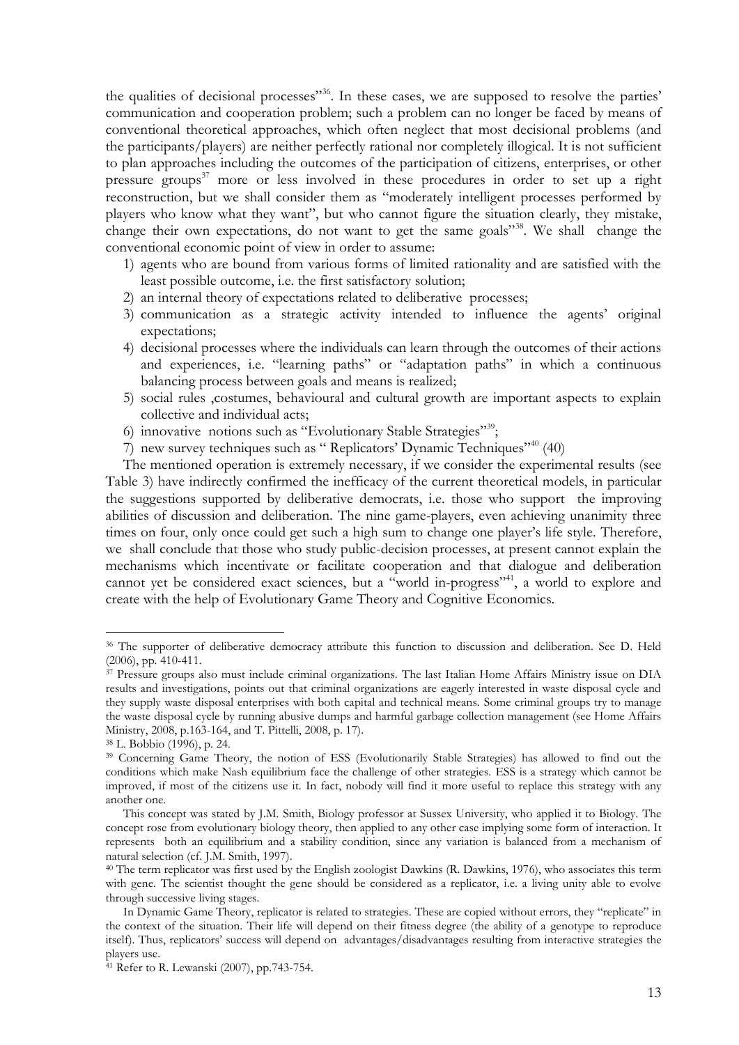the qualities of decisional processes"[36]. In these cases, we are supposed to resolve the parties' communication and cooperation problem; such a problem can no longer be faced by means of conventional theoretical approaches, which often neglect that most decisional problems (and the participants/players) are neither perfectly rational nor completely illogical. It is not sufficient to plan approaches including the outcomes of the participation of citizens, enterprises, or other pressure groups[37] more or less involved in these procedures in order to set up a right reconstruction, but we shall consider them as "moderately intelligent processes performed by players who know what they want", but who cannot figure the situation clearly, they mistake, change their own expectations, do not want to get the same goals"[38]. We shall change the conventional economic point of view in order to assume:

1) agents who are bound from various forms of limited rationality and are satisfied with the least possible outcome, i.e. the first satisfactory solution;
2) an internal theory of expectations related to deliberative processes;
3) communication as a strategic activity intended to influence the agents' original expectations;
4) decisional processes where the individuals can learn through the outcomes of their actions and experiences, i.e. "learning paths" or "adaptation paths" in which a continuous balancing process between goals and means is realized;
5) social rules ,costumes, behavioural and cultural growth are important aspects to explain collective and individual acts;
6) innovative notions such as "Evolutionary Stable Strategies"[39];
7) new survey techniques such as " Replicators' Dynamic Techniques"[40] (40)

The mentioned operation is extremely necessary, if we consider the experimental results (see Table 3) have indirectly confirmed the inefficacy of the current theoretical models, in particular the suggestions supported by deliberative democrats, i.e. those who support the improving abilities of discussion and deliberation. The nine game-players, even achieving unanimity three times on four, only once could get such a high sum to change one player's life style. Therefore, we shall conclude that those who study public-decision processes, at present cannot explain the mechanisms which incentivate or facilitate cooperation and that dialogue and deliberation cannot yet be considered exact sciences, but a "world in-progress"[41], a world to explore and create with the help of Evolutionary Game Theory and Cognitive Economics.

---

[36] The supporter of deliberative democracy attribute this function to discussion and deliberation. See D. Held (2006), pp. 410-411.

[37] Pressure groups also must include criminal organizations. The last Italian Home Affairs Ministry issue on DIA results and investigations, points out that criminal organizations are eagerly interested in waste disposal cycle and they supply waste disposal enterprises with both capital and technical means. Some criminal groups try to manage the waste disposal cycle by running abusive dumps and harmful garbage collection management (see Home Affairs Ministry, 2008, p.163-164, and T. Pittelli, 2008, p. 17).

[38] L. Bobbio (1996), p. 24.

[39] Concerning Game Theory, the notion of ESS (Evolutionarily Stable Strategies) has allowed to find out the conditions which make Nash equilibrium face the challenge of other strategies. ESS is a strategy which cannot be improved, if most of the citizens use it. In fact, nobody will find it more useful to replace this strategy with any another one.

This concept was stated by J.M. Smith, Biology professor at Sussex University, who applied it to Biology. The concept rose from evolutionary biology theory, then applied to any other case implying some form of interaction. It represents both an equilibrium and a stability condition, since any variation is balanced from a mechanism of natural selection (cf. J.M. Smith, 1997).

[40] The term replicator was first used by the English zoologist Dawkins (R. Dawkins, 1976), who associates this term with gene. The scientist thought the gene should be considered as a replicator, i.e. a living unity able to evolve through successive living stages.

In Dynamic Game Theory, replicator is related to strategies. These are copied without errors, they "replicate" in the context of the situation. Their life will depend on their fitness degree (the ability of a genotype to reproduce itself). Thus, replicators' success will depend on advantages/disadvantages resulting from interactive strategies the players use.

[41] Refer to R. Lewanski (2007), pp.743-754.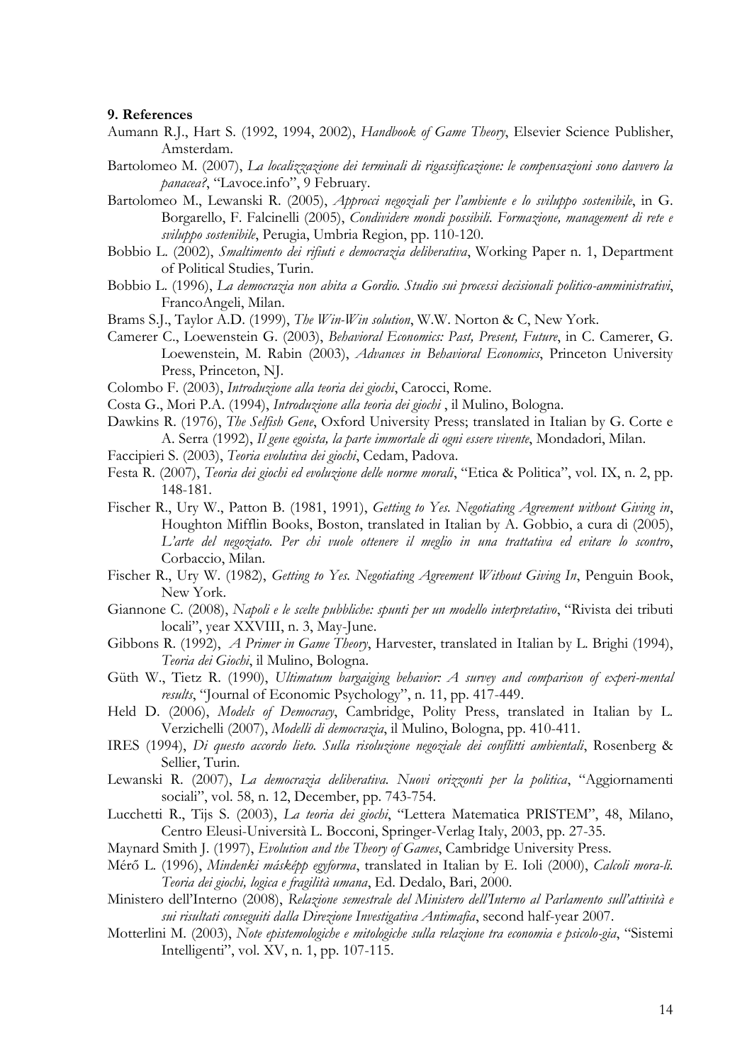### 9. References

Aumann R.J., Hart S. (1992, 1994, 2002), *Handbook of Game Theory*, Elsevier Science Publisher, Amsterdam.

Bartolomeo M. (2007), *La localizzazione dei terminali di rigassificazione: le compensazioni sono davvero la panacea?*, "Lavoce.info", 9 February.

Bartolomeo M., Lewanski R. (2005), *Approcci negoziali per l'ambiente e lo sviluppo sostenibile*, in G. Borgarello, F. Falcinelli (2005), *Condividere mondi possibili. Formazione, management di rete e sviluppo sostenibile*, Perugia, Umbria Region, pp. 110-120.

Bobbio L. (2002), *Smaltimento dei rifiuti e democrazia deliberativa*, Working Paper n. 1, Department of Political Studies, Turin.

Bobbio L. (1996), *La democrazia non abita a Gordio. Studio sui processi decisionali politico-amministrativi*, FrancoAngeli, Milan.

Brams S.J., Taylor A.D. (1999), *The Win-Win solution*, W.W. Norton & C, New York.

Camerer C., Loewenstein G. (2003), *Behavioral Economics: Past, Present, Future*, in C. Camerer, G. Loewenstein, M. Rabin (2003), *Advances in Behavioral Economics*, Princeton University Press, Princeton, NJ.

Colombo F. (2003), *Introduzione alla teoria dei giochi*, Carocci, Rome.

Costa G., Mori P.A. (1994), *Introduzione alla teoria dei giochi* , il Mulino, Bologna.

Dawkins R. (1976), *The Selfish Gene*, Oxford University Press; translated in Italian by G. Corte e A. Serra (1992), *Il gene egoista, la parte immortale di ogni essere vivente*, Mondadori, Milan.

Faccipieri S. (2003), *Teoria evolutiva dei giochi*, Cedam, Padova.

Festa R. (2007), *Teoria dei giochi ed evoluzione delle norme morali*, "Etica & Politica", vol. IX, n. 2, pp. 148-181.

Fischer R., Ury W., Patton B. (1981, 1991), *Getting to Yes. Negotiating Agreement without Giving in*, Houghton Mifflin Books, Boston, translated in Italian by A. Gobbio, a cura di (2005), *L'arte del negoziato. Per chi vuole ottenere il meglio in una trattativa ed evitare lo scontro*, Corbaccio, Milan.

Fischer R., Ury W. (1982), *Getting to Yes. Negotiating Agreement Without Giving In*, Penguin Book, New York.

Giannone C. (2008), *Napoli e le scelte pubbliche: spunti per un modello interpretativo*, "Rivista dei tributi locali", year XXVIII, n. 3, May-June.

Gibbons R. (1992), *A Primer in Game Theory*, Harvester, translated in Italian by L. Brighi (1994), *Teoria dei Giochi*, il Mulino, Bologna.

Güth W., Tietz R. (1990), *Ultimatum bargaiging behavior: A survey and comparison of experi-mental results*, "Journal of Economic Psychology", n. 11, pp. 417-449.

Held D. (2006), *Models of Democracy*, Cambridge, Polity Press, translated in Italian by L. Verzichelli (2007), *Modelli di democrazia*, il Mulino, Bologna, pp. 410-411.

IRES (1994), *Di questo accordo lieto. Sulla risoluzione negoziale dei conflitti ambientali*, Rosenberg & Sellier, Turin.

Lewanski R. (2007), *La democrazia deliberativa. Nuovi orizzonti per la politica*, "Aggiornamenti sociali", vol. 58, n. 12, December, pp. 743-754.

Lucchetti R., Tijs S. (2003), *La teoria dei giochi*, "Lettera Matematica PRISTEM", 48, Milano, Centro Eleusi-Università L. Bocconi, Springer-Verlag Italy, 2003, pp. 27-35.

Maynard Smith J. (1997), *Evolution and the Theory of Games*, Cambridge University Press.

Mérő L. (1996), *Mindenki másképp egyforma*, translated in Italian by E. Ioli (2000), *Calcoli mora-li. Teoria dei giochi, logica e fragilità umana*, Ed. Dedalo, Bari, 2000.

Ministero dell'Interno (2008), *Relazione semestrale del Ministero dell'Interno al Parlamento sull'attività e sui risultati conseguiti dalla Direzione Investigativa Antimafia*, second half-year 2007.

Motterlini M. (2003), *Note epistemologiche e mitologiche sulla relazione tra economia e psicolo-gia*, "Sistemi Intelligenti", vol. XV, n. 1, pp. 107-115.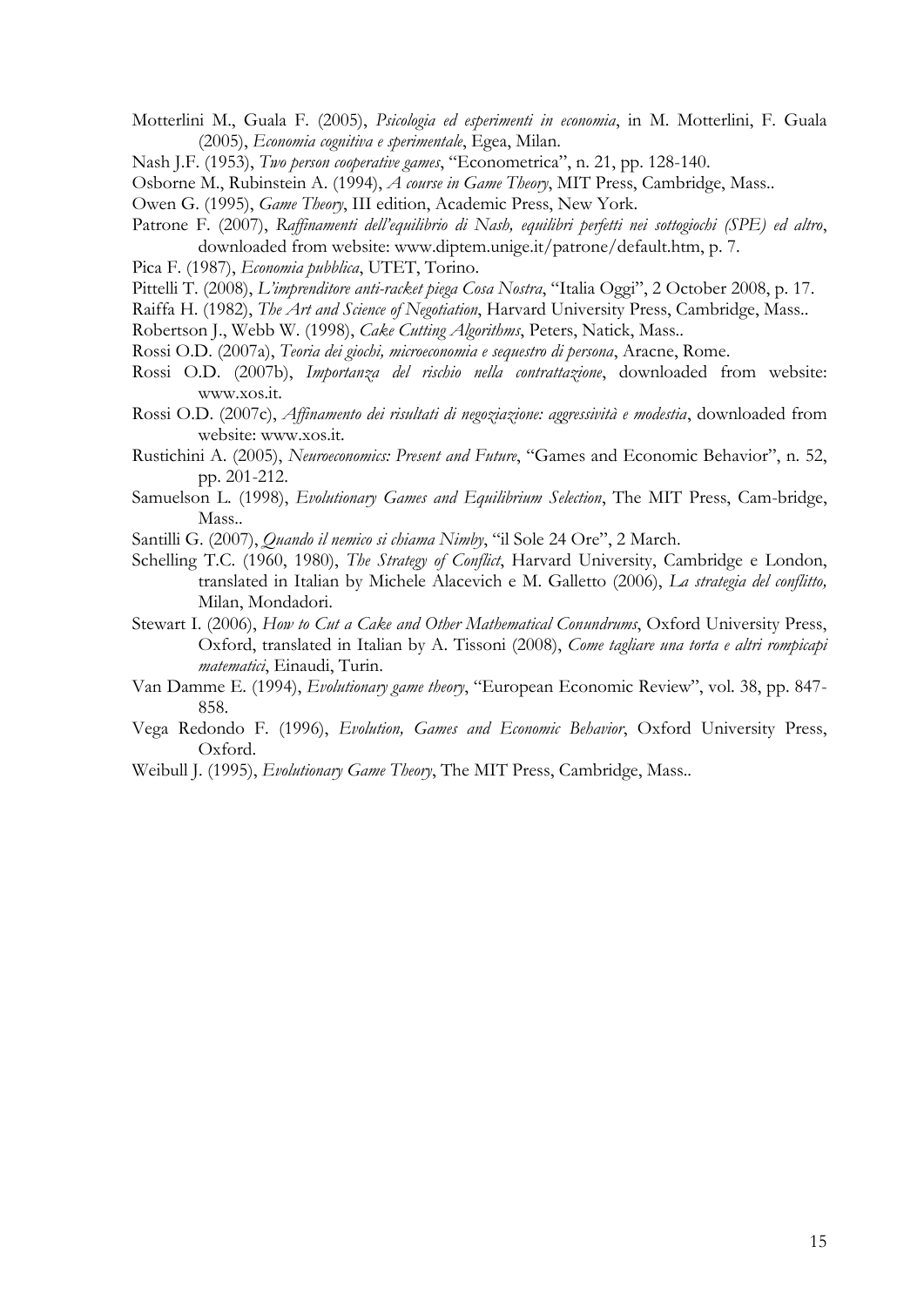Motterlini M., Guala F. (2005), *Psicologia ed esperimenti in economia*, in M. Motterlini, F. Guala (2005), *Economia cognitiva e sperimentale*, Egea, Milan.

Nash J.F. (1953), *Two person cooperative games*, "Econometrica", n. 21, pp. 128-140.

Osborne M., Rubinstein A. (1994), *A course in Game Theory*, MIT Press, Cambridge, Mass..

Owen G. (1995), *Game Theory*, III edition, Academic Press, New York.

Patrone F. (2007), *Raffinamenti dell'equilibrio di Nash, equilibri perfetti nei sottogiochi (SPE) ed altro*, downloaded from website: www.diptem.unige.it/patrone/default.htm, p. 7.

Pica F. (1987), *Economia pubblica*, UTET, Torino.

Pittelli T. (2008), *L'imprenditore anti-racket piega Cosa Nostra*, "Italia Oggi", 2 October 2008, p. 17.

Raiffa H. (1982), *The Art and Science of Negotiation*, Harvard University Press, Cambridge, Mass..

Robertson J., Webb W. (1998), *Cake Cutting Algorithms*, Peters, Natick, Mass..

Rossi O.D. (2007a), *Teoria dei giochi, microeconomia e sequestro di persona*, Aracne, Rome.

Rossi O.D. (2007b), *Importanza del rischio nella contrattazione*, downloaded from website: www.xos.it.

Rossi O.D. (2007c), *Affinamento dei risultati di negoziazione: aggressività e modestia*, downloaded from website: www.xos.it.

Rustichini A. (2005), *Neuroeconomics: Present and Future*, "Games and Economic Behavior", n. 52, pp. 201-212.

Samuelson L. (1998), *Evolutionary Games and Equilibrium Selection*, The MIT Press, Cam-bridge, Mass..

Santilli G. (2007), *Quando il nemico si chiama Nimby*, "il Sole 24 Ore", 2 March.

Schelling T.C. (1960, 1980), *The Strategy of Conflict*, Harvard University, Cambridge e London, translated in Italian by Michele Alacevich e M. Galletto (2006), *La strategia del conflitto,* Milan, Mondadori.

Stewart I. (2006), *How to Cut a Cake and Other Mathematical Conundrums*, Oxford University Press, Oxford, translated in Italian by A. Tissoni (2008), *Come tagliare una torta e altri rompicapi matematici*, Einaudi, Turin.

Van Damme E. (1994), *Evolutionary game theory*, "European Economic Review", vol. 38, pp. 847-858.

Vega Redondo F. (1996), *Evolution, Games and Economic Behavior*, Oxford University Press, Oxford.

Weibull J. (1995), *Evolutionary Game Theory*, The MIT Press, Cambridge, Mass..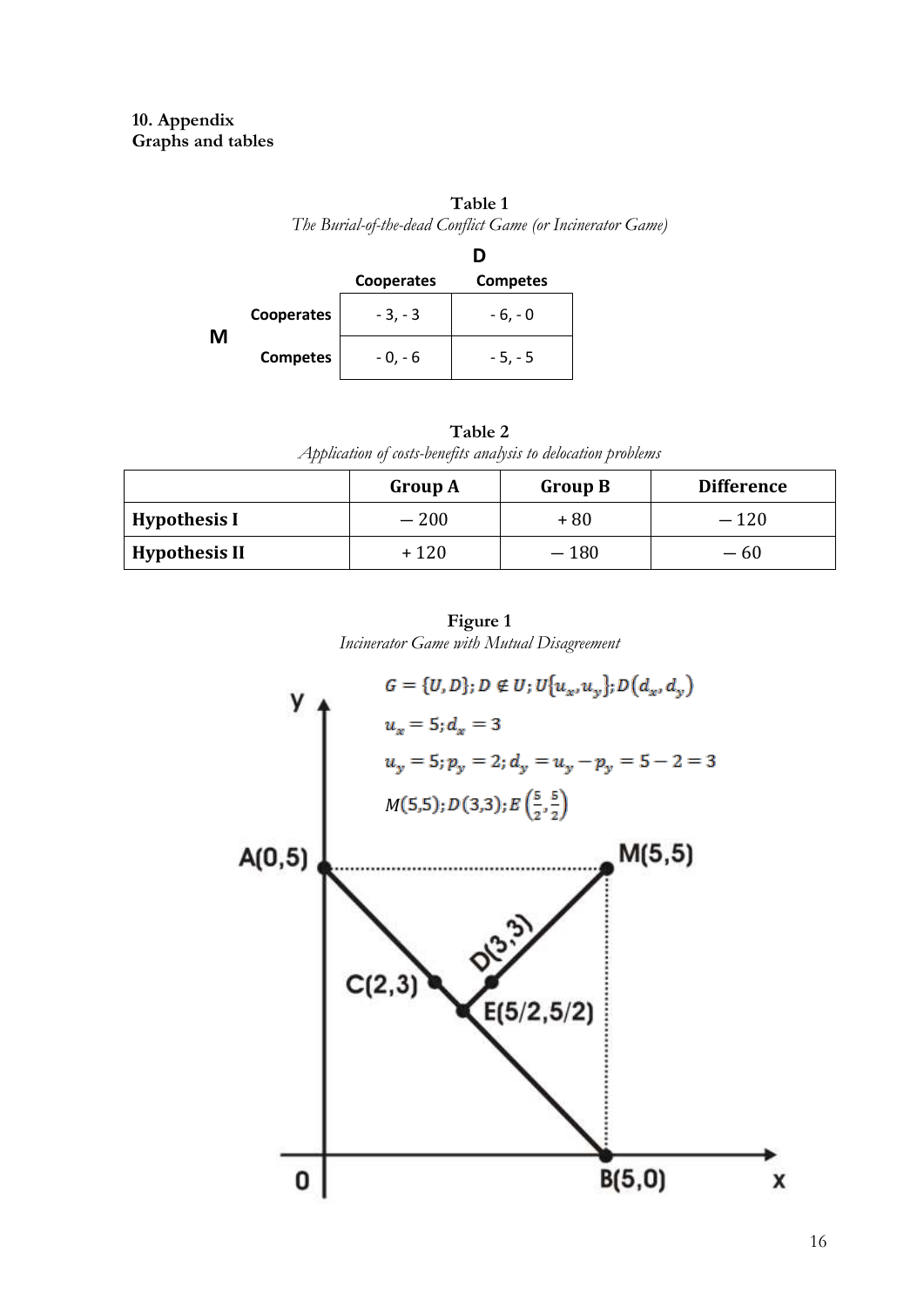**10. Appendix**
**Graphs and tables**

**Table 1**
*The Burial-of-the-dead Conflict Game (or Incinerator Game)*

| | | D | |
|---|---|---|---|
| | | **Cooperates** | **Competes** |
| **M** | **Cooperates** | - 3, - 3 | - 6, - 0 |
| | **Competes** | - 0, - 6 | - 5, - 5 |

**Table 2**
*Application of costs-benefits analysis to delocation problems*

| | **Group A** | **Group B** | **Difference** |
|---|---|---|---|
| **Hypothesis I** | − 200 | + 80 | − 120 |
| **Hypothesis II** | + 120 | − 180 | − 60 |

**Figure 1**
*Incinerator Game with Mutual Disagreement*

$$G = \{U, D\}; D \notin U; U\{u_x, u_y\}; D(d_x, d_y)$$

$$u_x = 5; d_x = 3$$

$$u_y = 5; p_y = 2; d_y = u_y - p_y = 5 - 2 = 3$$

$$M(5,5); D(3,3); E\left(\frac{5}{2}, \frac{5}{2}\right)$$

y, A(0,5), M(5,5), D(3,3), C(2,3), E(5/2,5/2), 0, B(5,0), x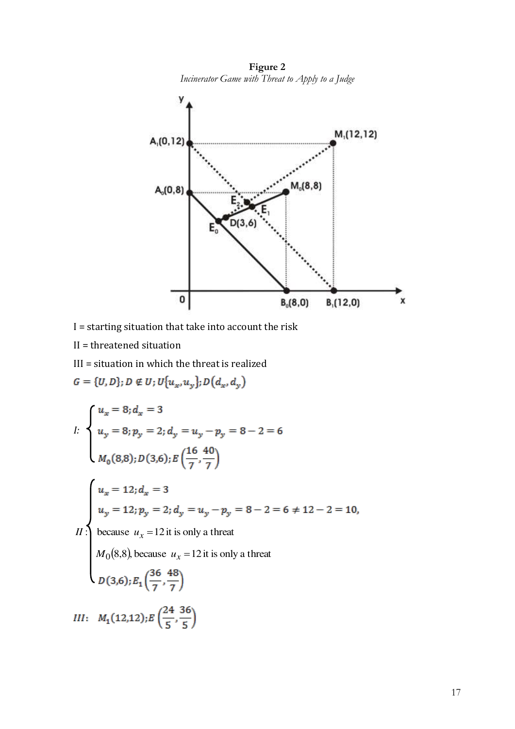**Figure 2**

*Incinerator Game with Threat to Apply to a Judge*

I = starting situation that take into account the risk

II = threatened situation

III = situation in which the threat is realized

$G = \{U, D\}; D \notin U; U\{u_x, u_y\}; D(d_x, d_y)$

$$
I: \begin{cases} u_x = 8; d_x = 3 \\ u_y = 8; p_y = 2; d_y = u_y - p_y = 8 - 2 = 6 \\ M_0(8,8); D(3,6); E\left(\frac{16}{7}, \frac{40}{7}\right) \end{cases}
$$

$$
II: \begin{cases} u_x = 12; d_x = 3 \\ u_y = 12; p_y = 2; d_y = u_y - p_y = 8 - 2 = 6 \neq 12 - 2 = 10, \\ \text{because } u_x = 12 \text{ it is only a threat} \\ M_0(8,8), \text{ because } u_x = 12 \text{ it is only a threat} \\ D(3,6); E_1\left(\frac{36}{7}, \frac{48}{7}\right) \end{cases}
$$

$$
III: \quad M_1(12,12); E\left(\frac{24}{5}, \frac{36}{5}\right)
$$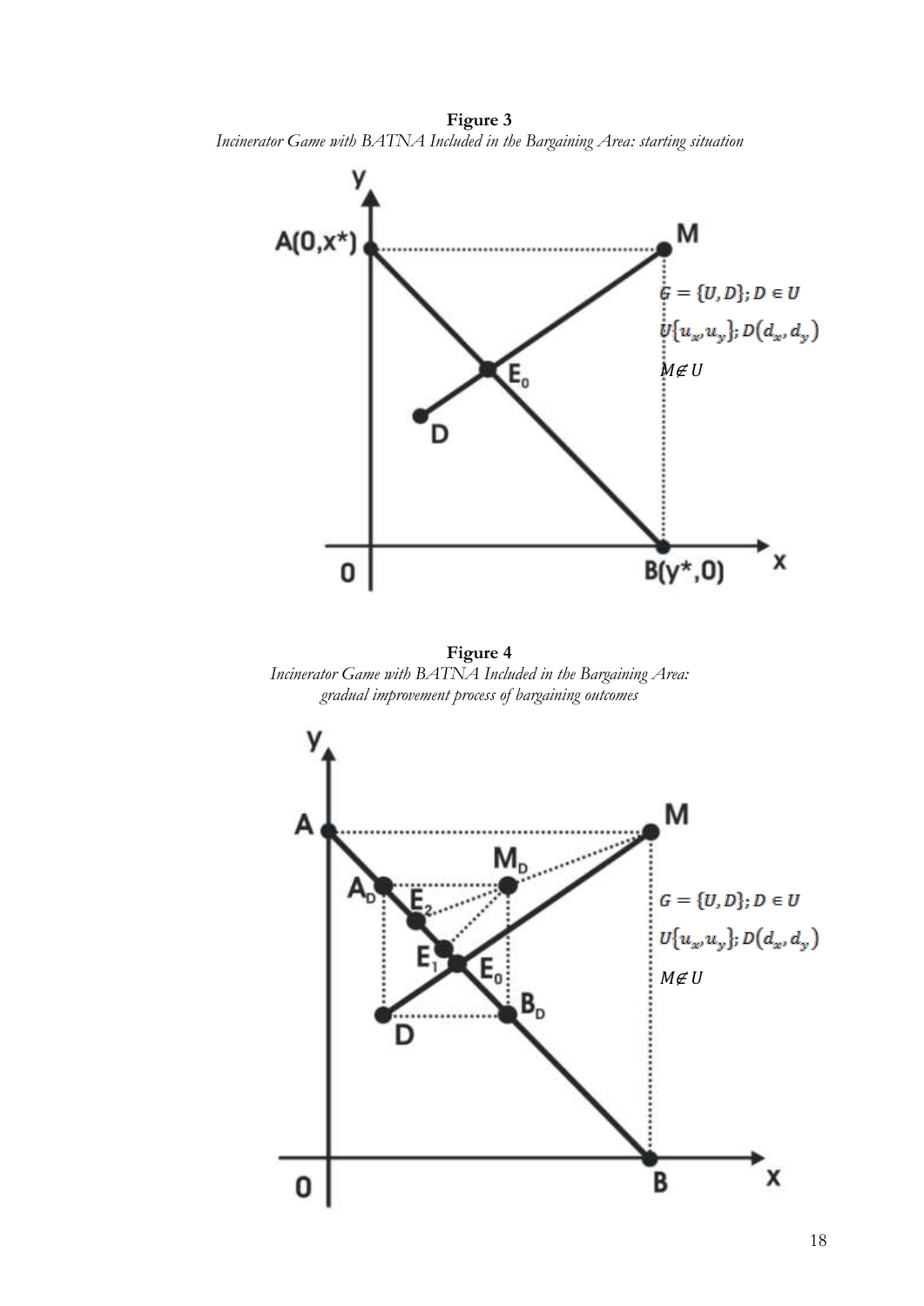**Figure 3**

*Incinerator Game with BATNA Included in the Bargaining Area: starting situation*

**Figure 4**

*Incinerator Game with BATNA Included in the Bargaining Area: gradual improvement process of bargaining outcomes*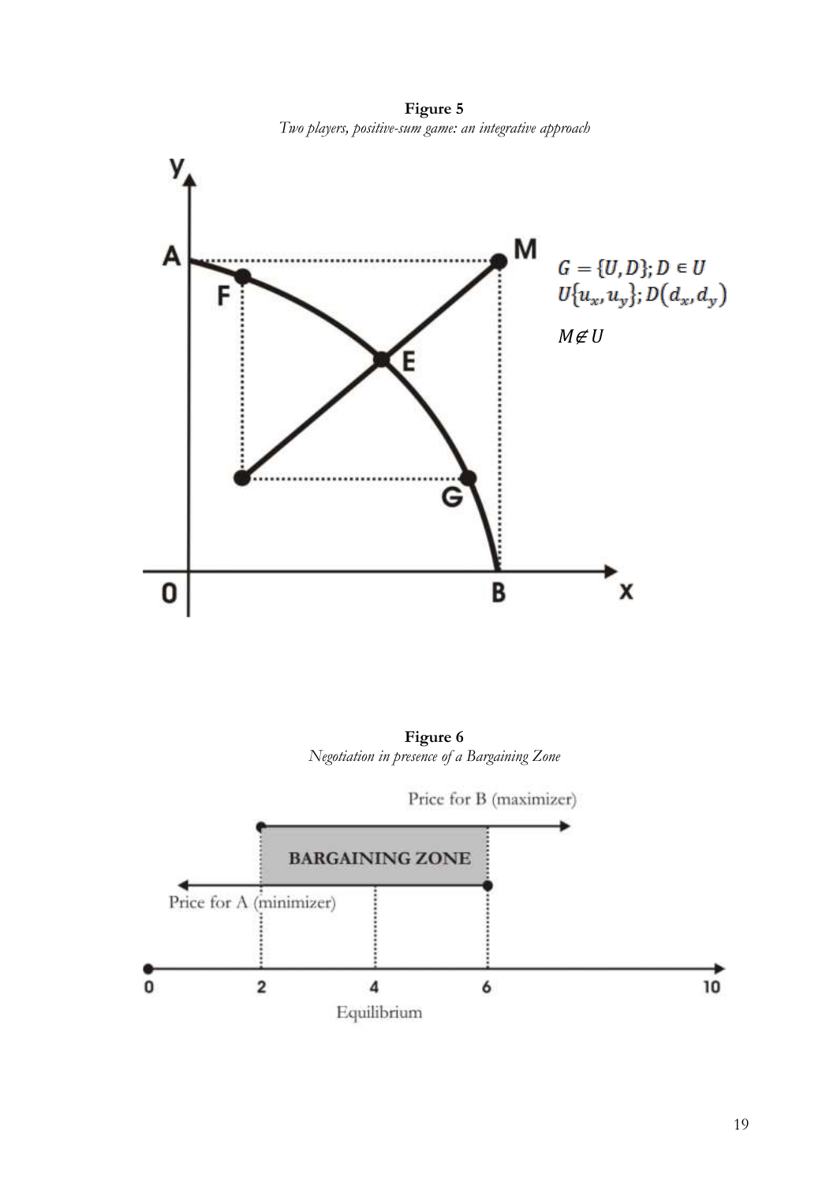**Figure 5**

*Two players, positive-sum game: an integrative approach*

$$G = \{U, D\}; D \in U$$
$$U\{u_x, u_y\}; D(d_x, d_y)$$
$$M \notin U$$

**Figure 6**

*Negotiation in presence of a Bargaining Zone*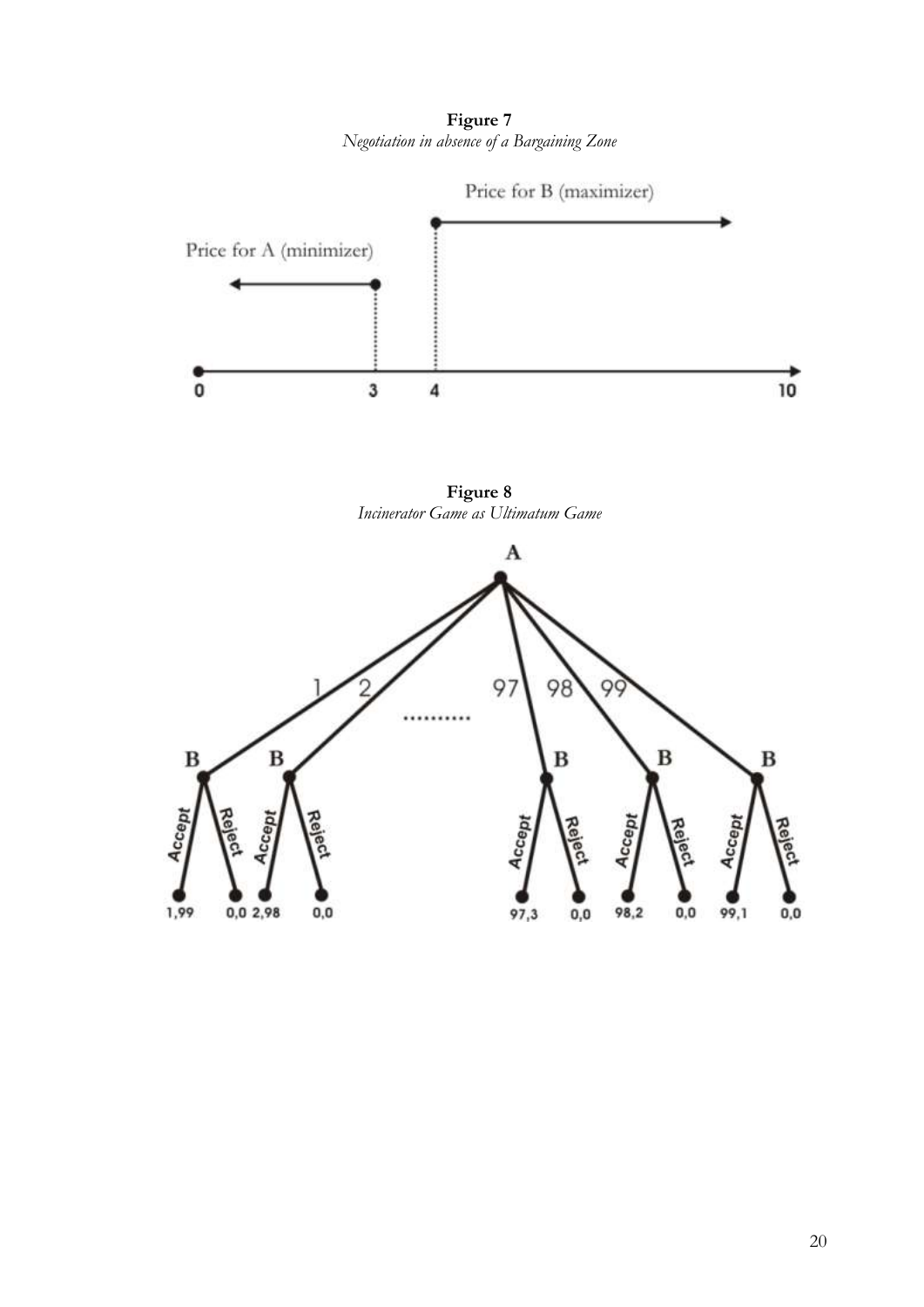**Figure 7**
*Negotiation in absence of a Bargaining Zone*

**Figure 8**
*Incinerator Game as Ultimatum Game*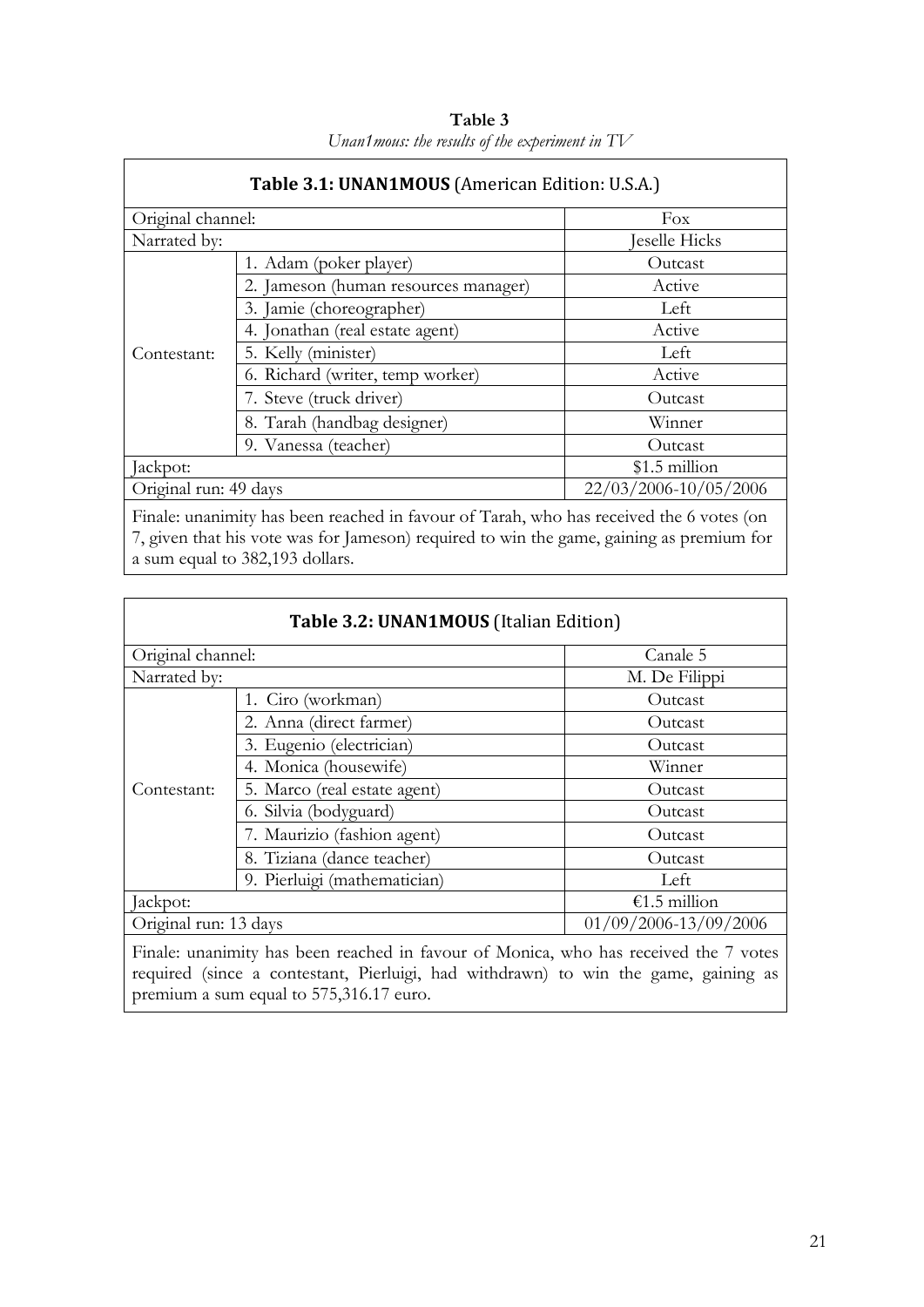**Table 3**

*Unan1mous: the results of the experiment in TV*

| **Table 3.1: UNAN1MOUS** (American Edition: U.S.A.) | | |
|---|---|---|
| Original channel: | | Fox |
| Narrated by: | | Jeselle Hicks |
| Contestant: | 1. Adam (poker player) | Outcast |
| | 2. Jameson (human resources manager) | Active |
| | 3. Jamie (choreographer) | Left |
| | 4. Jonathan (real estate agent) | Active |
| | 5. Kelly (minister) | Left |
| | 6. Richard (writer, temp worker) | Active |
| | 7. Steve (truck driver) | Outcast |
| | 8. Tarah (handbag designer) | Winner |
| | 9. Vanessa (teacher) | Outcast |
| Jackpot: | | $1.5 million |
| Original run: 49 days | | 22/03/2006-10/05/2006 |
| Finale: unanimity has been reached in favour of Tarah, who has received the 6 votes (on 7, given that his vote was for Jameson) required to win the game, gaining as premium for a sum equal to 382,193 dollars. | | |

| **Table 3.2: UNAN1MOUS** (Italian Edition) | | |
|---|---|---|
| Original channel: | | Canale 5 |
| Narrated by: | | M. De Filippi |
| Contestant: | 1. Ciro (workman) | Outcast |
| | 2. Anna (direct farmer) | Outcast |
| | 3. Eugenio (electrician) | Outcast |
| | 4. Monica (housewife) | Winner |
| | 5. Marco (real estate agent) | Outcast |
| | 6. Silvia (bodyguard) | Outcast |
| | 7. Maurizio (fashion agent) | Outcast |
| | 8. Tiziana (dance teacher) | Outcast |
| | 9. Pierluigi (mathematician) | Left |
| Jackpot: | | €1.5 million |
| Original run: 13 days | | 01/09/2006-13/09/2006 |
| Finale: unanimity has been reached in favour of Monica, who has received the 7 votes required (since a contestant, Pierluigi, had withdrawn) to win the game, gaining as premium a sum equal to 575,316.17 euro. | | |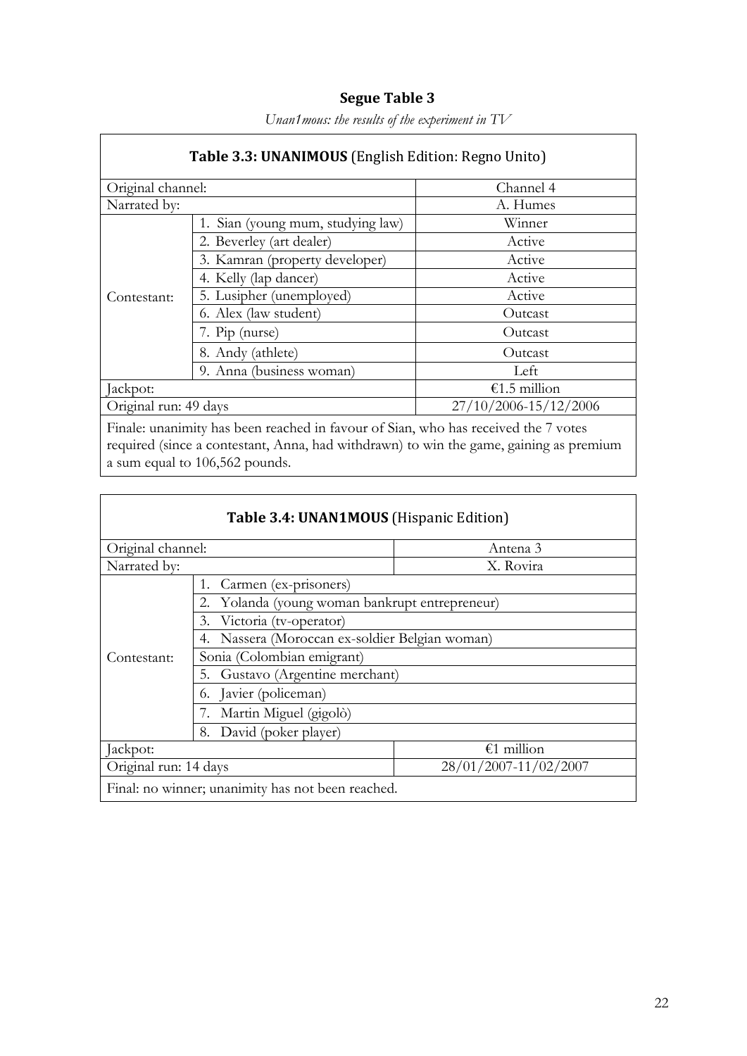**Segue Table 3**

*Unan1mous: the results of the experiment in TV*

| **Table 3.3: UNANIMOUS** (English Edition: Regno Unito) | | |
|---|---|---|
| Original channel: | | Channel 4 |
| Narrated by: | | A. Humes |
| Contestant: | 1. Sian (young mum, studying law) | Winner |
| | 2. Beverley (art dealer) | Active |
| | 3. Kamran (property developer) | Active |
| | 4. Kelly (lap dancer) | Active |
| | 5. Lusipher (unemployed) | Active |
| | 6. Alex (law student) | Outcast |
| | 7. Pip (nurse) | Outcast |
| | 8. Andy (athlete) | Outcast |
| | 9. Anna (business woman) | Left |
| Jackpot: | | €1.5 million |
| Original run: 49 days | | 27/10/2006-15/12/2006 |
| Finale: unanimity has been reached in favour of Sian, who has received the 7 votes required (since a contestant, Anna, had withdrawn) to win the game, gaining as premium a sum equal to 106,562 pounds. | | |

| **Table 3.4: UNAN1MOUS** (Hispanic Edition) | | |
|---|---|---|
| Original channel: | | Antena 3 |
| Narrated by: | | X. Rovira |
| Contestant: | 1. Carmen (ex-prisoners) | |
| | 2. Yolanda (young woman bankrupt entrepreneur) | |
| | 3. Victoria (tv-operator) | |
| | 4. Nassera (Moroccan ex-soldier Belgian woman) | |
| | Sonia (Colombian emigrant) | |
| | 5. Gustavo (Argentine merchant) | |
| | 6. Javier (policeman) | |
| | 7. Martin Miguel (gigolò) | |
| | 8. David (poker player) | |
| Jackpot: | | €1 million |
| Original run: 14 days | | 28/01/2007-11/02/2007 |
| Final: no winner; unanimity has not been reached. | | |